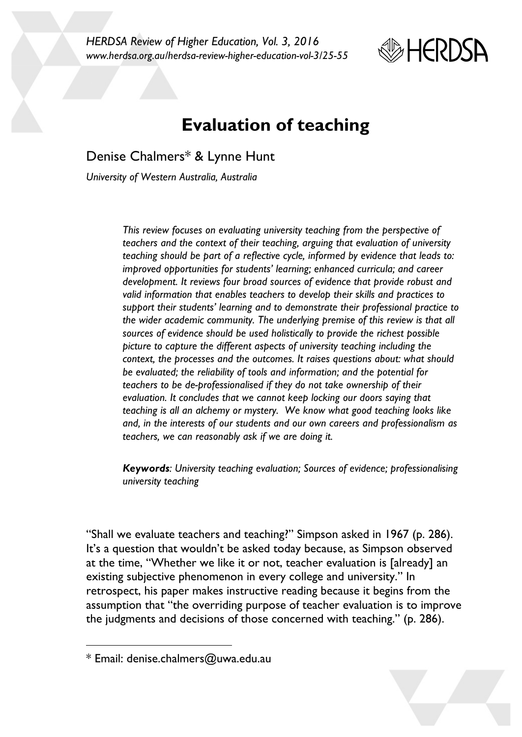# Evaluation of teaching

Denise Chalmers* & Lynne Hunt

*University of Western Australia, Australia*

> *This review focuses on evaluating university teaching from the perspective of teachers and the context of their teaching, arguing that evaluation of university teaching should be part of a reflective cycle, informed by evidence that leads to: improved opportunities for students' learning; enhanced curricula; and career development. It reviews four broad sources of evidence that provide robust and valid information that enables teachers to develop their skills and practices to support their students' learning and to demonstrate their professional practice to the wider academic community. The underlying premise of this review is that all sources of evidence should be used holistically to provide the richest possible picture to capture the different aspects of university teaching including the context, the processes and the outcomes. It raises questions about: what should be evaluated; the reliability of tools and information; and the potential for teachers to be de-professionalised if they do not take ownership of their evaluation. It concludes that we cannot keep locking our doors saying that teaching is all an alchemy or mystery. We know what good teaching looks like and, in the interests of our students and our own careers and professionalism as teachers, we can reasonably ask if we are doing it.*
>
> ***Keywords**: University teaching evaluation; Sources of evidence; professionalising university teaching*

"Shall we evaluate teachers and teaching?" Simpson asked in 1967 (p. 286). It's a question that wouldn't be asked today because, as Simpson observed at the time, "Whether we like it or not, teacher evaluation is [already] an existing subjective phenomenon in every college and university." In retrospect, his paper makes instructive reading because it begins from the assumption that "the overriding purpose of teacher evaluation is to improve the judgments and decisions of those concerned with teaching." (p. 286).

---

* Email: denise.chalmers@uwa.edu.au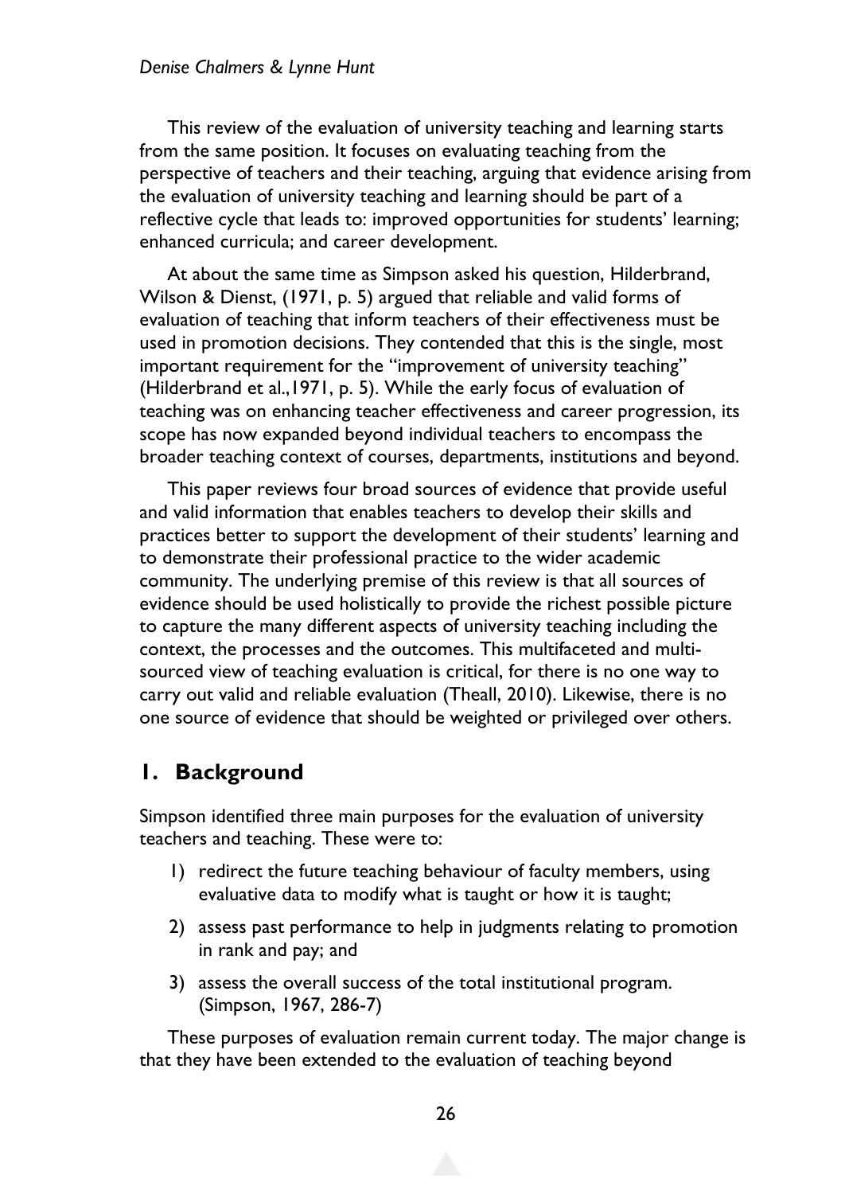This review of the evaluation of university teaching and learning starts from the same position. It focuses on evaluating teaching from the perspective of teachers and their teaching, arguing that evidence arising from the evaluation of university teaching and learning should be part of a reflective cycle that leads to: improved opportunities for students' learning; enhanced curricula; and career development.

At about the same time as Simpson asked his question, Hilderbrand, Wilson & Dienst, (1971, p. 5) argued that reliable and valid forms of evaluation of teaching that inform teachers of their effectiveness must be used in promotion decisions. They contended that this is the single, most important requirement for the "improvement of university teaching" (Hilderbrand et al.,1971, p. 5). While the early focus of evaluation of teaching was on enhancing teacher effectiveness and career progression, its scope has now expanded beyond individual teachers to encompass the broader teaching context of courses, departments, institutions and beyond.

This paper reviews four broad sources of evidence that provide useful and valid information that enables teachers to develop their skills and practices better to support the development of their students' learning and to demonstrate their professional practice to the wider academic community. The underlying premise of this review is that all sources of evidence should be used holistically to provide the richest possible picture to capture the many different aspects of university teaching including the context, the processes and the outcomes. This multifaceted and multi-sourced view of teaching evaluation is critical, for there is no one way to carry out valid and reliable evaluation (Theall, 2010). Likewise, there is no one source of evidence that should be weighted or privileged over others.

## 1. Background

Simpson identified three main purposes for the evaluation of university teachers and teaching. These were to:

1) redirect the future teaching behaviour of faculty members, using evaluative data to modify what is taught or how it is taught;
2) assess past performance to help in judgments relating to promotion in rank and pay; and
3) assess the overall success of the total institutional program. (Simpson, 1967, 286-7)

These purposes of evaluation remain current today. The major change is that they have been extended to the evaluation of teaching beyond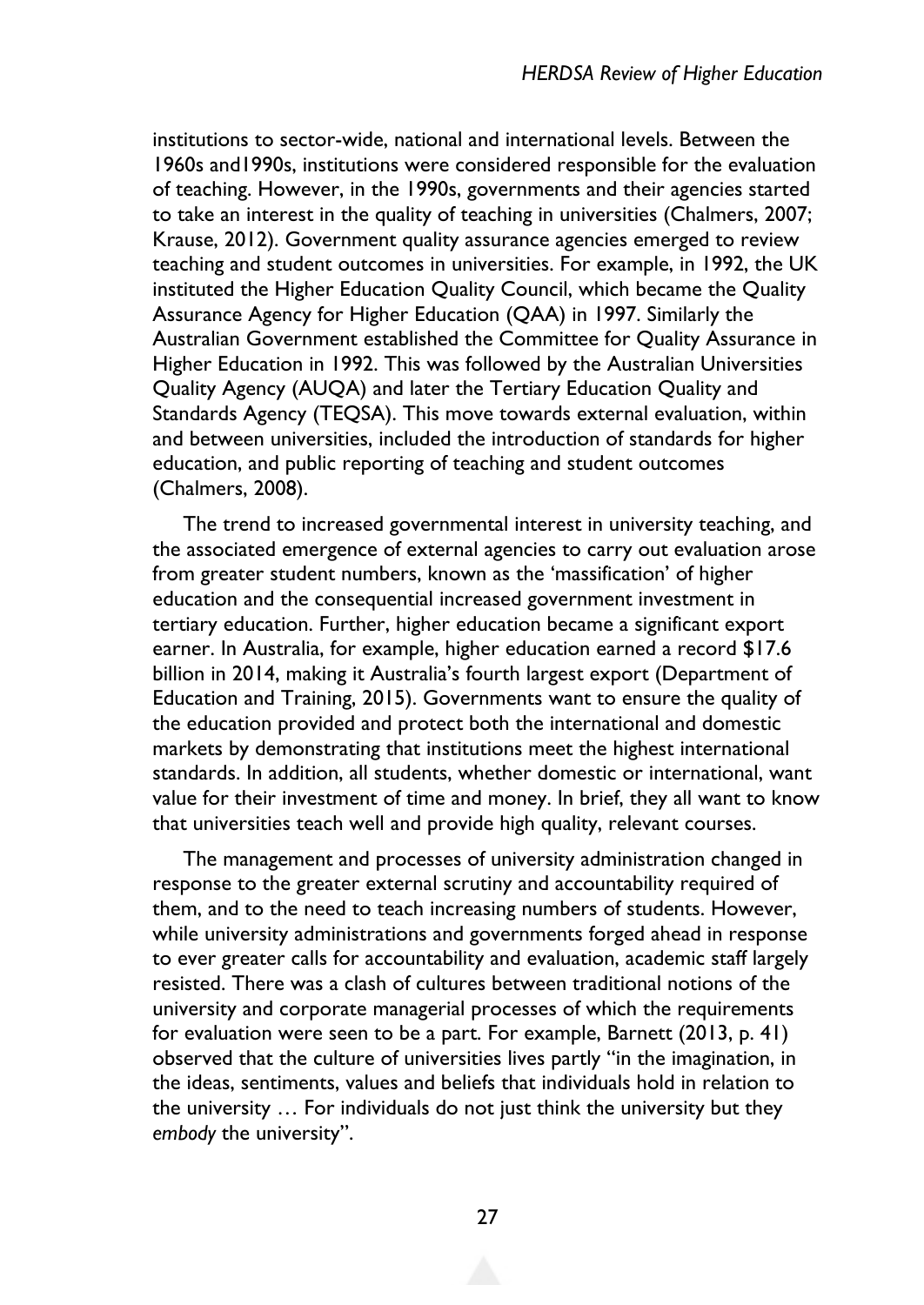institutions to sector-wide, national and international levels. Between the 1960s and1990s, institutions were considered responsible for the evaluation of teaching. However, in the 1990s, governments and their agencies started to take an interest in the quality of teaching in universities (Chalmers, 2007; Krause, 2012). Government quality assurance agencies emerged to review teaching and student outcomes in universities. For example, in 1992, the UK instituted the Higher Education Quality Council, which became the Quality Assurance Agency for Higher Education (QAA) in 1997. Similarly the Australian Government established the Committee for Quality Assurance in Higher Education in 1992. This was followed by the Australian Universities Quality Agency (AUQA) and later the Tertiary Education Quality and Standards Agency (TEQSA). This move towards external evaluation, within and between universities, included the introduction of standards for higher education, and public reporting of teaching and student outcomes (Chalmers, 2008).

The trend to increased governmental interest in university teaching, and the associated emergence of external agencies to carry out evaluation arose from greater student numbers, known as the 'massification' of higher education and the consequential increased government investment in tertiary education. Further, higher education became a significant export earner. In Australia, for example, higher education earned a record $17.6 billion in 2014, making it Australia's fourth largest export (Department of Education and Training, 2015). Governments want to ensure the quality of the education provided and protect both the international and domestic markets by demonstrating that institutions meet the highest international standards. In addition, all students, whether domestic or international, want value for their investment of time and money. In brief, they all want to know that universities teach well and provide high quality, relevant courses.

The management and processes of university administration changed in response to the greater external scrutiny and accountability required of them, and to the need to teach increasing numbers of students. However, while university administrations and governments forged ahead in response to ever greater calls for accountability and evaluation, academic staff largely resisted. There was a clash of cultures between traditional notions of the university and corporate managerial processes of which the requirements for evaluation were seen to be a part. For example, Barnett (2013, p. 41) observed that the culture of universities lives partly "in the imagination, in the ideas, sentiments, values and beliefs that individuals hold in relation to the university … For individuals do not just think the university but they *embody* the university".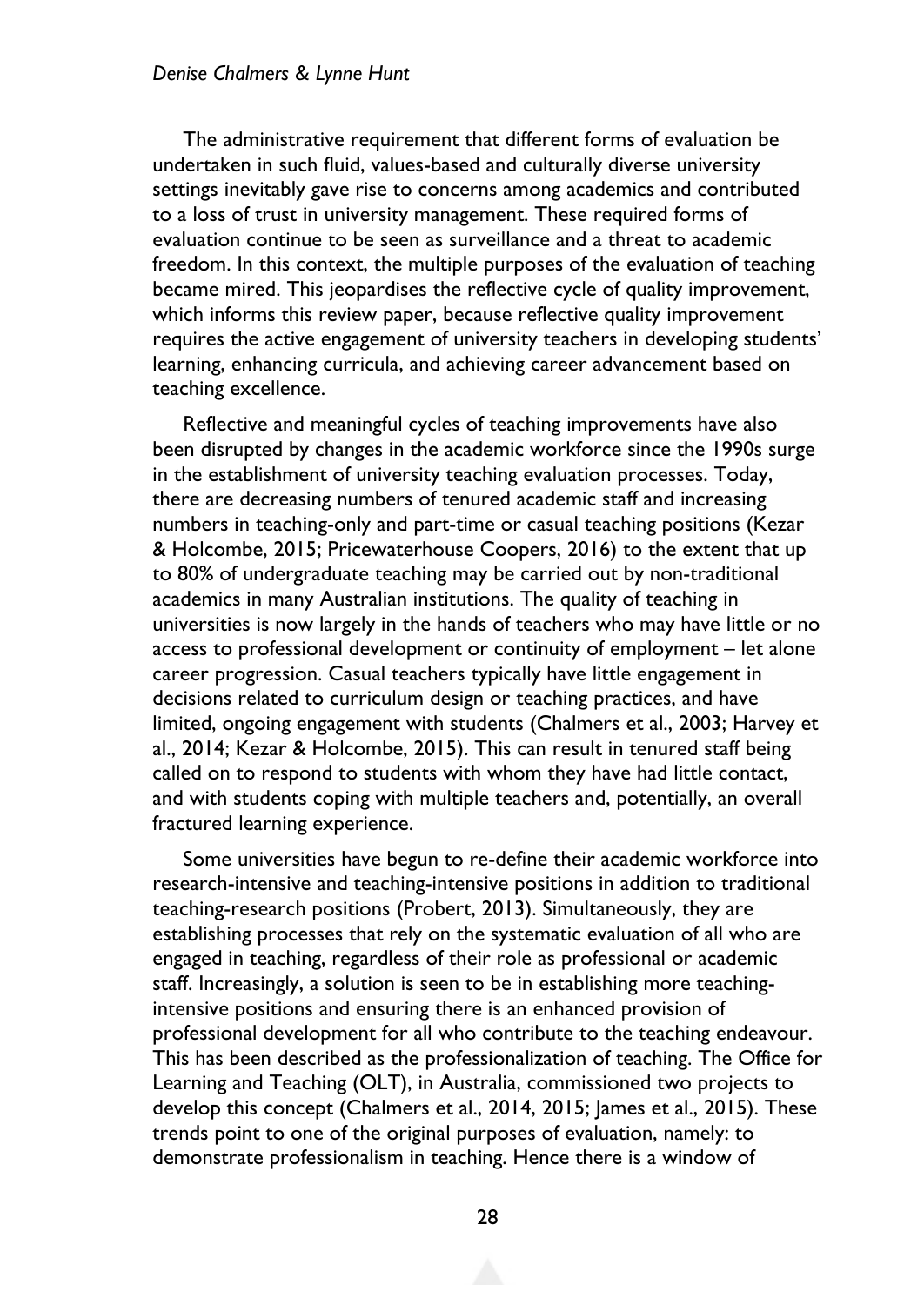The administrative requirement that different forms of evaluation be undertaken in such fluid, values-based and culturally diverse university settings inevitably gave rise to concerns among academics and contributed to a loss of trust in university management. These required forms of evaluation continue to be seen as surveillance and a threat to academic freedom. In this context, the multiple purposes of the evaluation of teaching became mired. This jeopardises the reflective cycle of quality improvement, which informs this review paper, because reflective quality improvement requires the active engagement of university teachers in developing students' learning, enhancing curricula, and achieving career advancement based on teaching excellence.

Reflective and meaningful cycles of teaching improvements have also been disrupted by changes in the academic workforce since the 1990s surge in the establishment of university teaching evaluation processes. Today, there are decreasing numbers of tenured academic staff and increasing numbers in teaching-only and part-time or casual teaching positions (Kezar & Holcombe, 2015; Pricewaterhouse Coopers, 2016) to the extent that up to 80% of undergraduate teaching may be carried out by non-traditional academics in many Australian institutions. The quality of teaching in universities is now largely in the hands of teachers who may have little or no access to professional development or continuity of employment – let alone career progression. Casual teachers typically have little engagement in decisions related to curriculum design or teaching practices, and have limited, ongoing engagement with students (Chalmers et al., 2003; Harvey et al., 2014; Kezar & Holcombe, 2015). This can result in tenured staff being called on to respond to students with whom they have had little contact, and with students coping with multiple teachers and, potentially, an overall fractured learning experience.

Some universities have begun to re-define their academic workforce into research-intensive and teaching-intensive positions in addition to traditional teaching-research positions (Probert, 2013). Simultaneously, they are establishing processes that rely on the systematic evaluation of all who are engaged in teaching, regardless of their role as professional or academic staff. Increasingly, a solution is seen to be in establishing more teaching-intensive positions and ensuring there is an enhanced provision of professional development for all who contribute to the teaching endeavour. This has been described as the professionalization of teaching. The Office for Learning and Teaching (OLT), in Australia, commissioned two projects to develop this concept (Chalmers et al., 2014, 2015; James et al., 2015). These trends point to one of the original purposes of evaluation, namely: to demonstrate professionalism in teaching. Hence there is a window of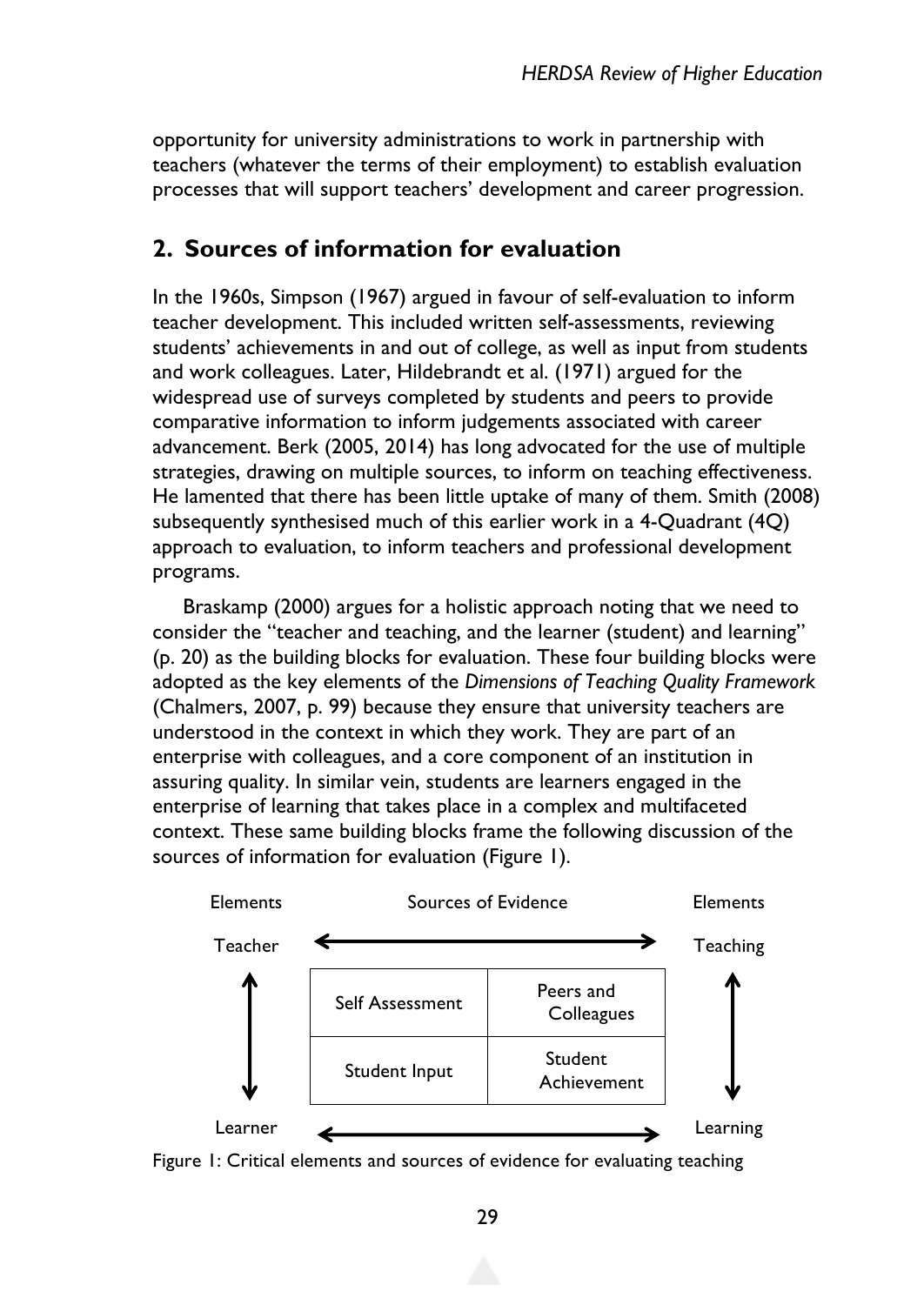opportunity for university administrations to work in partnership with teachers (whatever the terms of their employment) to establish evaluation processes that will support teachers' development and career progression.

## 2. Sources of information for evaluation

In the 1960s, Simpson (1967) argued in favour of self-evaluation to inform teacher development. This included written self-assessments, reviewing students' achievements in and out of college, as well as input from students and work colleagues. Later, Hildebrandt et al. (1971) argued for the widespread use of surveys completed by students and peers to provide comparative information to inform judgements associated with career advancement. Berk (2005, 2014) has long advocated for the use of multiple strategies, drawing on multiple sources, to inform on teaching effectiveness. He lamented that there has been little uptake of many of them. Smith (2008) subsequently synthesised much of this earlier work in a 4-Quadrant (4Q) approach to evaluation, to inform teachers and professional development programs.

Braskamp (2000) argues for a holistic approach noting that we need to consider the "teacher and teaching, and the learner (student) and learning" (p. 20) as the building blocks for evaluation. These four building blocks were adopted as the key elements of the *Dimensions of Teaching Quality Framework* (Chalmers, 2007, p. 99) because they ensure that university teachers are understood in the context in which they work. They are part of an enterprise with colleagues, and a core component of an institution in assuring quality. In similar vein, students are learners engaged in the enterprise of learning that takes place in a complex and multifaceted context. These same building blocks frame the following discussion of the sources of information for evaluation (Figure 1).

| Elements | Sources of Evidence | | Elements |
| --- | --- | --- | --- |
| Teacher | ⟷ | | Teaching |
| ↕ | Self Assessment | Peers and Colleagues | ↕ |
| ↕ | Student Input | Student Achievement | ↕ |
| Learner | ⟷ | | Learning |

Figure 1: Critical elements and sources of evidence for evaluating teaching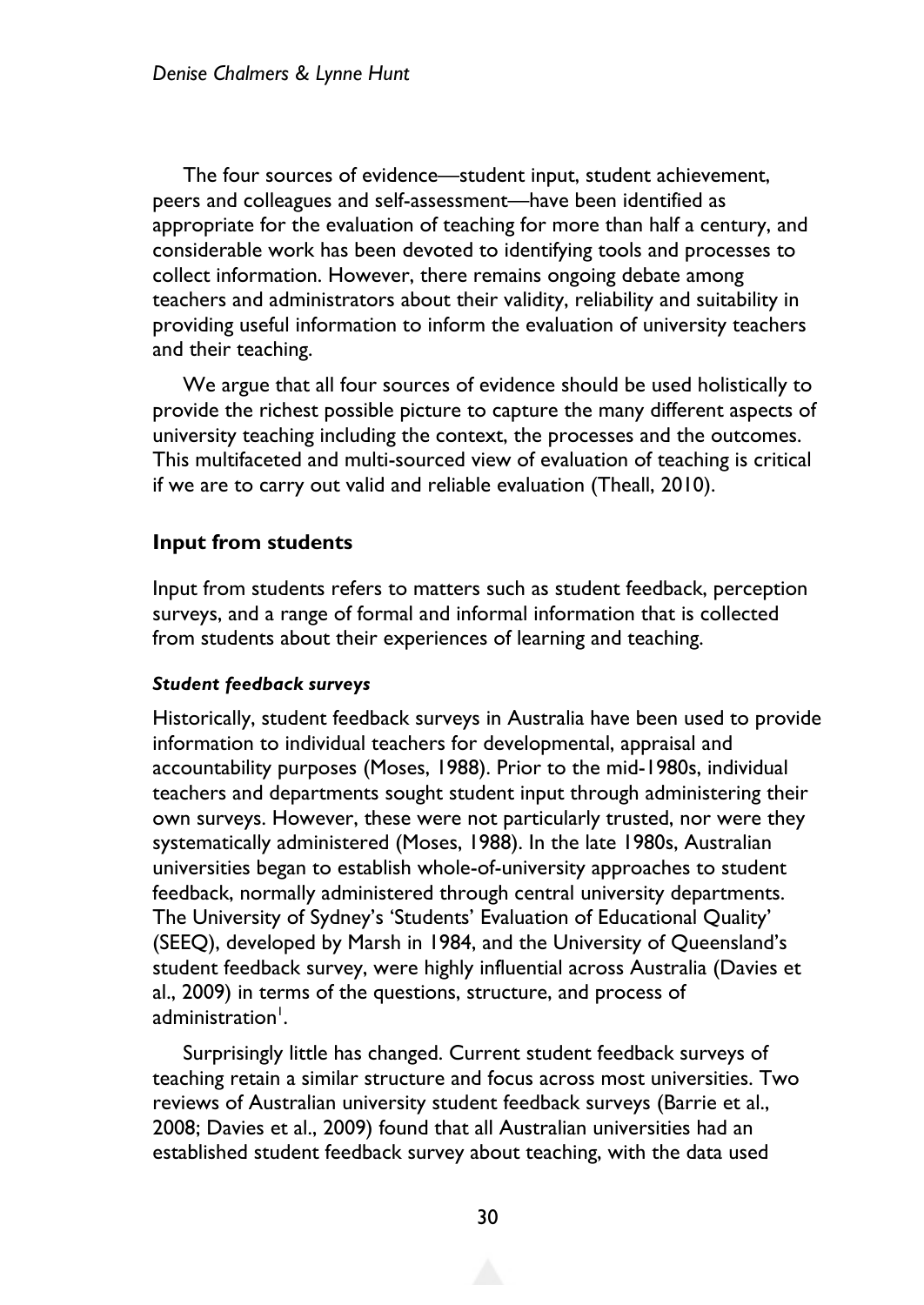The four sources of evidence—student input, student achievement, peers and colleagues and self-assessment—have been identified as appropriate for the evaluation of teaching for more than half a century, and considerable work has been devoted to identifying tools and processes to collect information. However, there remains ongoing debate among teachers and administrators about their validity, reliability and suitability in providing useful information to inform the evaluation of university teachers and their teaching.

We argue that all four sources of evidence should be used holistically to provide the richest possible picture to capture the many different aspects of university teaching including the context, the processes and the outcomes. This multifaceted and multi-sourced view of evaluation of teaching is critical if we are to carry out valid and reliable evaluation (Theall, 2010).

## Input from students

Input from students refers to matters such as student feedback, perception surveys, and a range of formal and informal information that is collected from students about their experiences of learning and teaching.

### *Student feedback surveys*

Historically, student feedback surveys in Australia have been used to provide information to individual teachers for developmental, appraisal and accountability purposes (Moses, 1988). Prior to the mid-1980s, individual teachers and departments sought student input through administering their own surveys. However, these were not particularly trusted, nor were they systematically administered (Moses, 1988). In the late 1980s, Australian universities began to establish whole-of-university approaches to student feedback, normally administered through central university departments. The University of Sydney's 'Students' Evaluation of Educational Quality' (SEEQ), developed by Marsh in 1984, and the University of Queensland's student feedback survey, were highly influential across Australia (Davies et al., 2009) in terms of the questions, structure, and process of administration[1].

Surprisingly little has changed. Current student feedback surveys of teaching retain a similar structure and focus across most universities. Two reviews of Australian university student feedback surveys (Barrie et al., 2008; Davies et al., 2009) found that all Australian universities had an established student feedback survey about teaching, with the data used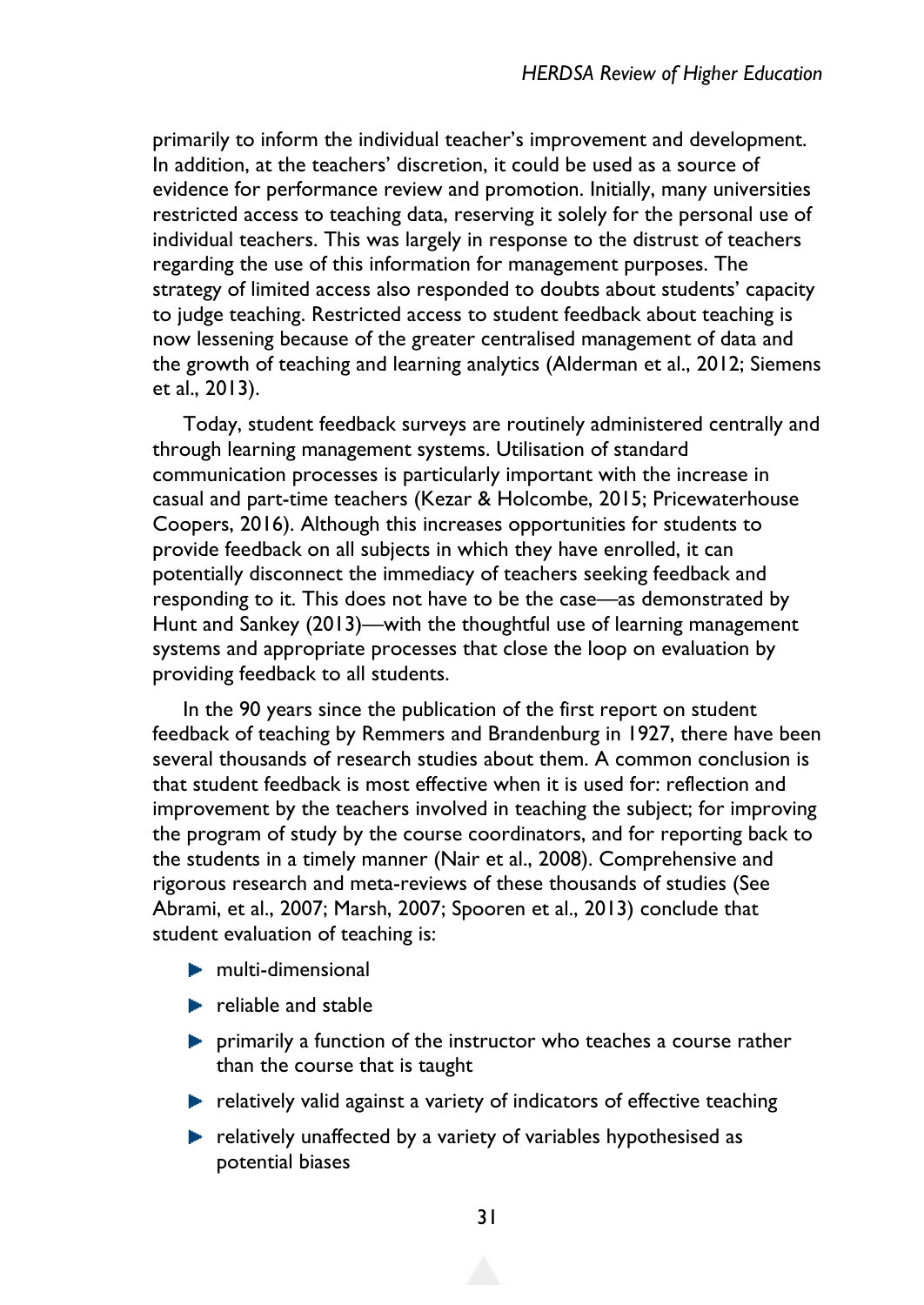primarily to inform the individual teacher's improvement and development. In addition, at the teachers' discretion, it could be used as a source of evidence for performance review and promotion. Initially, many universities restricted access to teaching data, reserving it solely for the personal use of individual teachers. This was largely in response to the distrust of teachers regarding the use of this information for management purposes. The strategy of limited access also responded to doubts about students' capacity to judge teaching. Restricted access to student feedback about teaching is now lessening because of the greater centralised management of data and the growth of teaching and learning analytics (Alderman et al., 2012; Siemens et al., 2013).

Today, student feedback surveys are routinely administered centrally and through learning management systems. Utilisation of standard communication processes is particularly important with the increase in casual and part-time teachers (Kezar & Holcombe, 2015; Pricewaterhouse Coopers, 2016). Although this increases opportunities for students to provide feedback on all subjects in which they have enrolled, it can potentially disconnect the immediacy of teachers seeking feedback and responding to it. This does not have to be the case—as demonstrated by Hunt and Sankey (2013)—with the thoughtful use of learning management systems and appropriate processes that close the loop on evaluation by providing feedback to all students.

In the 90 years since the publication of the first report on student feedback of teaching by Remmers and Brandenburg in 1927, there have been several thousands of research studies about them. A common conclusion is that student feedback is most effective when it is used for: reflection and improvement by the teachers involved in teaching the subject; for improving the program of study by the course coordinators, and for reporting back to the students in a timely manner (Nair et al., 2008). Comprehensive and rigorous research and meta-reviews of these thousands of studies (See Abrami, et al., 2007; Marsh, 2007; Spooren et al., 2013) conclude that student evaluation of teaching is:

- multi-dimensional
- reliable and stable
- primarily a function of the instructor who teaches a course rather than the course that is taught
- relatively valid against a variety of indicators of effective teaching
- relatively unaffected by a variety of variables hypothesised as potential biases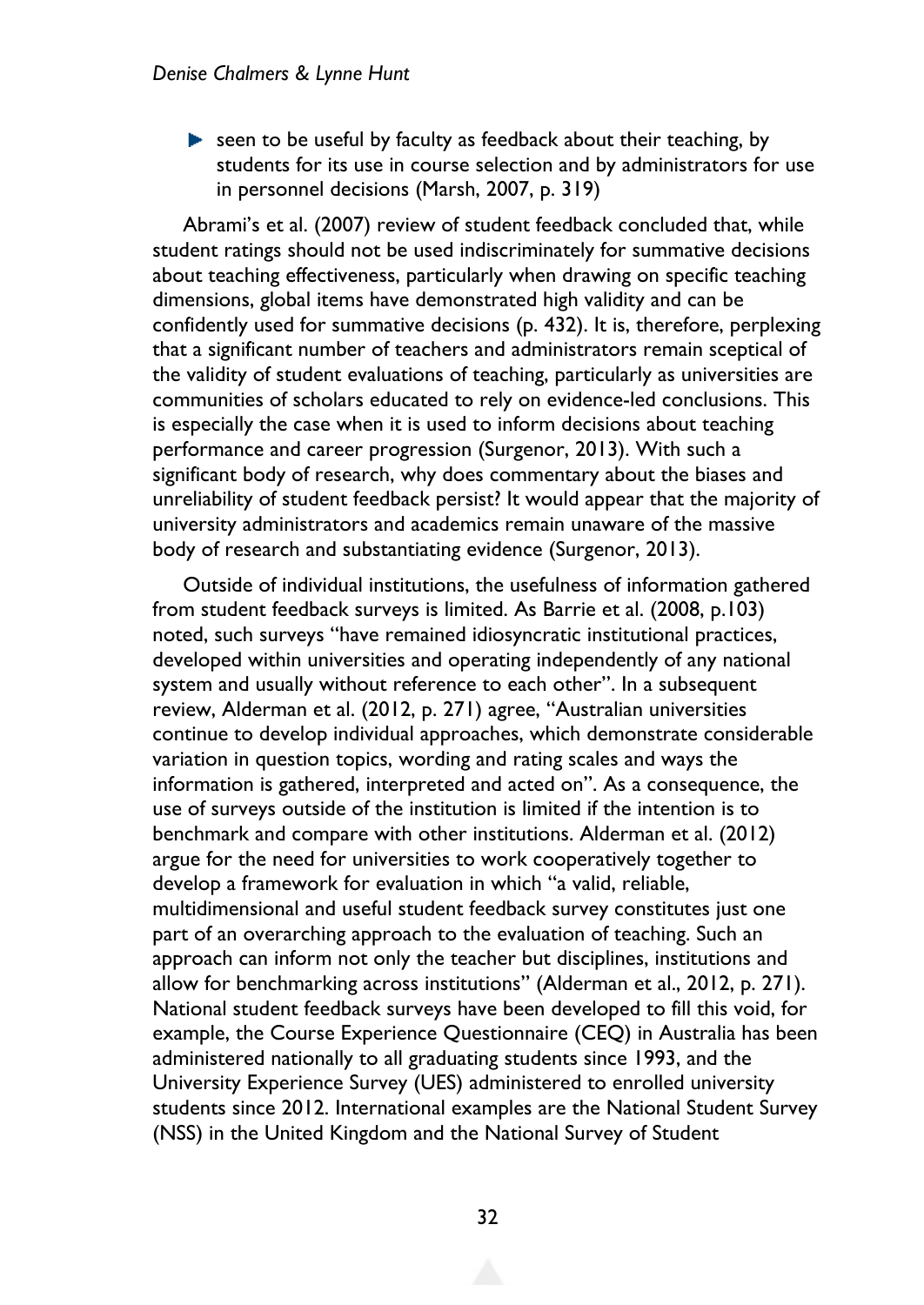- seen to be useful by faculty as feedback about their teaching, by students for its use in course selection and by administrators for use in personnel decisions (Marsh, 2007, p. 319)

Abrami's et al. (2007) review of student feedback concluded that, while student ratings should not be used indiscriminately for summative decisions about teaching effectiveness, particularly when drawing on specific teaching dimensions, global items have demonstrated high validity and can be confidently used for summative decisions (p. 432). It is, therefore, perplexing that a significant number of teachers and administrators remain sceptical of the validity of student evaluations of teaching, particularly as universities are communities of scholars educated to rely on evidence-led conclusions. This is especially the case when it is used to inform decisions about teaching performance and career progression (Surgenor, 2013). With such a significant body of research, why does commentary about the biases and unreliability of student feedback persist? It would appear that the majority of university administrators and academics remain unaware of the massive body of research and substantiating evidence (Surgenor, 2013).

Outside of individual institutions, the usefulness of information gathered from student feedback surveys is limited. As Barrie et al. (2008, p.103) noted, such surveys "have remained idiosyncratic institutional practices, developed within universities and operating independently of any national system and usually without reference to each other". In a subsequent review, Alderman et al. (2012, p. 271) agree, "Australian universities continue to develop individual approaches, which demonstrate considerable variation in question topics, wording and rating scales and ways the information is gathered, interpreted and acted on". As a consequence, the use of surveys outside of the institution is limited if the intention is to benchmark and compare with other institutions. Alderman et al. (2012) argue for the need for universities to work cooperatively together to develop a framework for evaluation in which "a valid, reliable, multidimensional and useful student feedback survey constitutes just one part of an overarching approach to the evaluation of teaching. Such an approach can inform not only the teacher but disciplines, institutions and allow for benchmarking across institutions" (Alderman et al., 2012, p. 271). National student feedback surveys have been developed to fill this void, for example, the Course Experience Questionnaire (CEQ) in Australia has been administered nationally to all graduating students since 1993, and the University Experience Survey (UES) administered to enrolled university students since 2012. International examples are the National Student Survey (NSS) in the United Kingdom and the National Survey of Student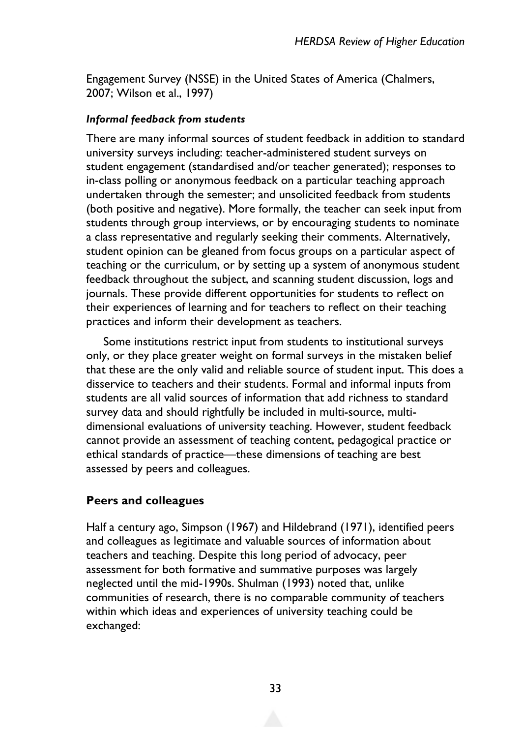Engagement Survey (NSSE) in the United States of America (Chalmers, 2007; Wilson et al., 1997)

#### *Informal feedback from students*

There are many informal sources of student feedback in addition to standard university surveys including: teacher-administered student surveys on student engagement (standardised and/or teacher generated); responses to in-class polling or anonymous feedback on a particular teaching approach undertaken through the semester; and unsolicited feedback from students (both positive and negative). More formally, the teacher can seek input from students through group interviews, or by encouraging students to nominate a class representative and regularly seeking their comments. Alternatively, student opinion can be gleaned from focus groups on a particular aspect of teaching or the curriculum, or by setting up a system of anonymous student feedback throughout the subject, and scanning student discussion, logs and journals. These provide different opportunities for students to reflect on their experiences of learning and for teachers to reflect on their teaching practices and inform their development as teachers.

Some institutions restrict input from students to institutional surveys only, or they place greater weight on formal surveys in the mistaken belief that these are the only valid and reliable source of student input. This does a disservice to teachers and their students. Formal and informal inputs from students are all valid sources of information that add richness to standard survey data and should rightfully be included in multi-source, multi-dimensional evaluations of university teaching. However, student feedback cannot provide an assessment of teaching content, pedagogical practice or ethical standards of practice—these dimensions of teaching are best assessed by peers and colleagues.

### Peers and colleagues

Half a century ago, Simpson (1967) and Hildebrand (1971), identified peers and colleagues as legitimate and valuable sources of information about teachers and teaching. Despite this long period of advocacy, peer assessment for both formative and summative purposes was largely neglected until the mid-1990s. Shulman (1993) noted that, unlike communities of research, there is no comparable community of teachers within which ideas and experiences of university teaching could be exchanged: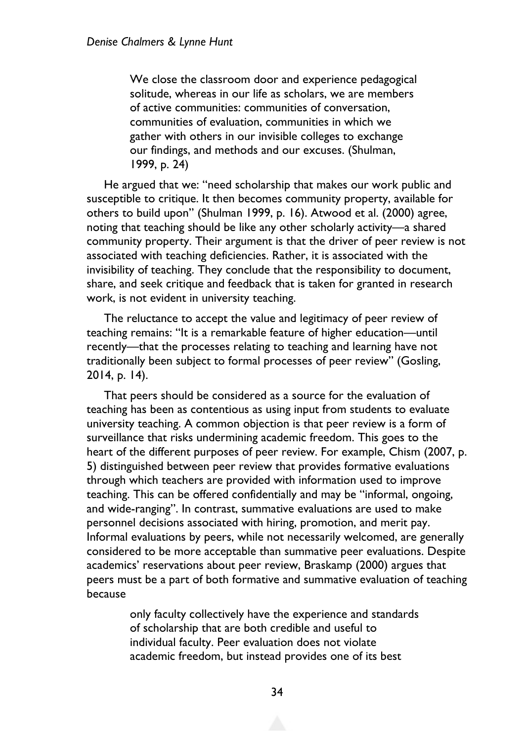> We close the classroom door and experience pedagogical solitude, whereas in our life as scholars, we are members of active communities: communities of conversation, communities of evaluation, communities in which we gather with others in our invisible colleges to exchange our findings, and methods and our excuses. (Shulman, 1999, p. 24)

He argued that we: "need scholarship that makes our work public and susceptible to critique. It then becomes community property, available for others to build upon" (Shulman 1999, p. 16). Atwood et al. (2000) agree, noting that teaching should be like any other scholarly activity—a shared community property. Their argument is that the driver of peer review is not associated with teaching deficiencies. Rather, it is associated with the invisibility of teaching. They conclude that the responsibility to document, share, and seek critique and feedback that is taken for granted in research work, is not evident in university teaching.

The reluctance to accept the value and legitimacy of peer review of teaching remains: "It is a remarkable feature of higher education—until recently—that the processes relating to teaching and learning have not traditionally been subject to formal processes of peer review" (Gosling, 2014, p. 14).

That peers should be considered as a source for the evaluation of teaching has been as contentious as using input from students to evaluate university teaching. A common objection is that peer review is a form of surveillance that risks undermining academic freedom. This goes to the heart of the different purposes of peer review. For example, Chism (2007, p. 5) distinguished between peer review that provides formative evaluations through which teachers are provided with information used to improve teaching. This can be offered confidentially and may be "informal, ongoing, and wide-ranging". In contrast, summative evaluations are used to make personnel decisions associated with hiring, promotion, and merit pay. Informal evaluations by peers, while not necessarily welcomed, are generally considered to be more acceptable than summative peer evaluations. Despite academics' reservations about peer review, Braskamp (2000) argues that peers must be a part of both formative and summative evaluation of teaching because

> only faculty collectively have the experience and standards of scholarship that are both credible and useful to individual faculty. Peer evaluation does not violate academic freedom, but instead provides one of its best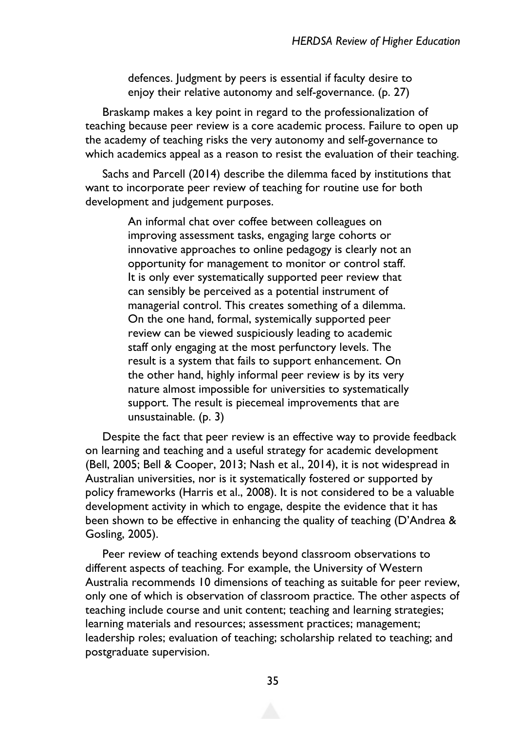> defences. Judgment by peers is essential if faculty desire to enjoy their relative autonomy and self-governance. (p. 27)

Braskamp makes a key point in regard to the professionalization of teaching because peer review is a core academic process. Failure to open up the academy of teaching risks the very autonomy and self-governance to which academics appeal as a reason to resist the evaluation of their teaching.

Sachs and Parcell (2014) describe the dilemma faced by institutions that want to incorporate peer review of teaching for routine use for both development and judgement purposes.

> An informal chat over coffee between colleagues on improving assessment tasks, engaging large cohorts or innovative approaches to online pedagogy is clearly not an opportunity for management to monitor or control staff. It is only ever systematically supported peer review that can sensibly be perceived as a potential instrument of managerial control. This creates something of a dilemma. On the one hand, formal, systemically supported peer review can be viewed suspiciously leading to academic staff only engaging at the most perfunctory levels. The result is a system that fails to support enhancement. On the other hand, highly informal peer review is by its very nature almost impossible for universities to systematically support. The result is piecemeal improvements that are unsustainable. (p. 3)

Despite the fact that peer review is an effective way to provide feedback on learning and teaching and a useful strategy for academic development (Bell, 2005; Bell & Cooper, 2013; Nash et al., 2014), it is not widespread in Australian universities, nor is it systematically fostered or supported by policy frameworks (Harris et al., 2008). It is not considered to be a valuable development activity in which to engage, despite the evidence that it has been shown to be effective in enhancing the quality of teaching (D'Andrea & Gosling, 2005).

Peer review of teaching extends beyond classroom observations to different aspects of teaching. For example, the University of Western Australia recommends 10 dimensions of teaching as suitable for peer review, only one of which is observation of classroom practice. The other aspects of teaching include course and unit content; teaching and learning strategies; learning materials and resources; assessment practices; management; leadership roles; evaluation of teaching; scholarship related to teaching; and postgraduate supervision.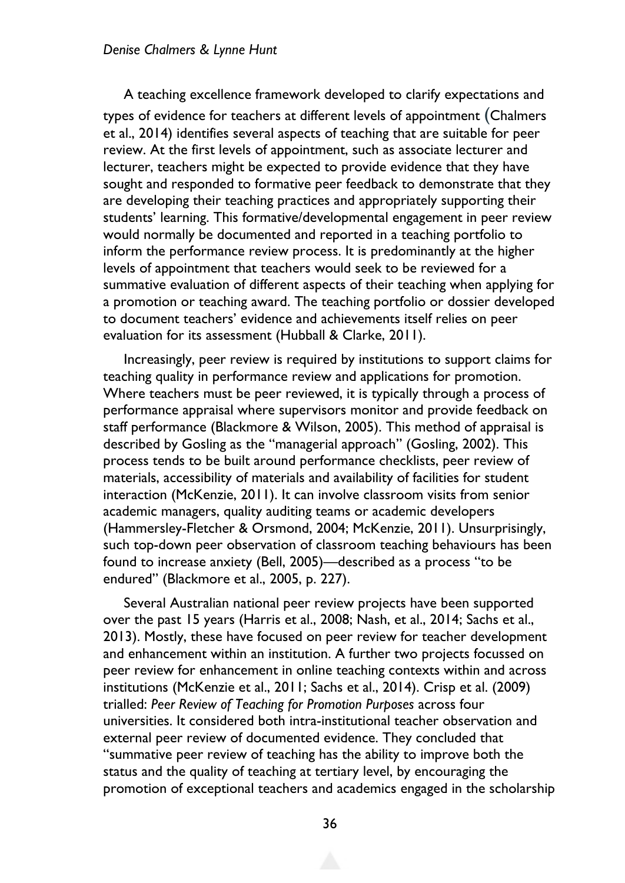A teaching excellence framework developed to clarify expectations and types of evidence for teachers at different levels of appointment (Chalmers et al., 2014) identifies several aspects of teaching that are suitable for peer review. At the first levels of appointment, such as associate lecturer and lecturer, teachers might be expected to provide evidence that they have sought and responded to formative peer feedback to demonstrate that they are developing their teaching practices and appropriately supporting their students' learning. This formative/developmental engagement in peer review would normally be documented and reported in a teaching portfolio to inform the performance review process. It is predominantly at the higher levels of appointment that teachers would seek to be reviewed for a summative evaluation of different aspects of their teaching when applying for a promotion or teaching award. The teaching portfolio or dossier developed to document teachers' evidence and achievements itself relies on peer evaluation for its assessment (Hubball & Clarke, 2011).

Increasingly, peer review is required by institutions to support claims for teaching quality in performance review and applications for promotion. Where teachers must be peer reviewed, it is typically through a process of performance appraisal where supervisors monitor and provide feedback on staff performance (Blackmore & Wilson, 2005). This method of appraisal is described by Gosling as the "managerial approach" (Gosling, 2002). This process tends to be built around performance checklists, peer review of materials, accessibility of materials and availability of facilities for student interaction (McKenzie, 2011). It can involve classroom visits from senior academic managers, quality auditing teams or academic developers (Hammersley-Fletcher & Orsmond, 2004; McKenzie, 2011). Unsurprisingly, such top-down peer observation of classroom teaching behaviours has been found to increase anxiety (Bell, 2005)—described as a process "to be endured" (Blackmore et al., 2005, p. 227).

Several Australian national peer review projects have been supported over the past 15 years (Harris et al., 2008; Nash, et al., 2014; Sachs et al., 2013). Mostly, these have focused on peer review for teacher development and enhancement within an institution. A further two projects focussed on peer review for enhancement in online teaching contexts within and across institutions (McKenzie et al., 2011; Sachs et al., 2014). Crisp et al. (2009) trialled: *Peer Review of Teaching for Promotion Purposes* across four universities. It considered both intra-institutional teacher observation and external peer review of documented evidence. They concluded that "summative peer review of teaching has the ability to improve both the status and the quality of teaching at tertiary level, by encouraging the promotion of exceptional teachers and academics engaged in the scholarship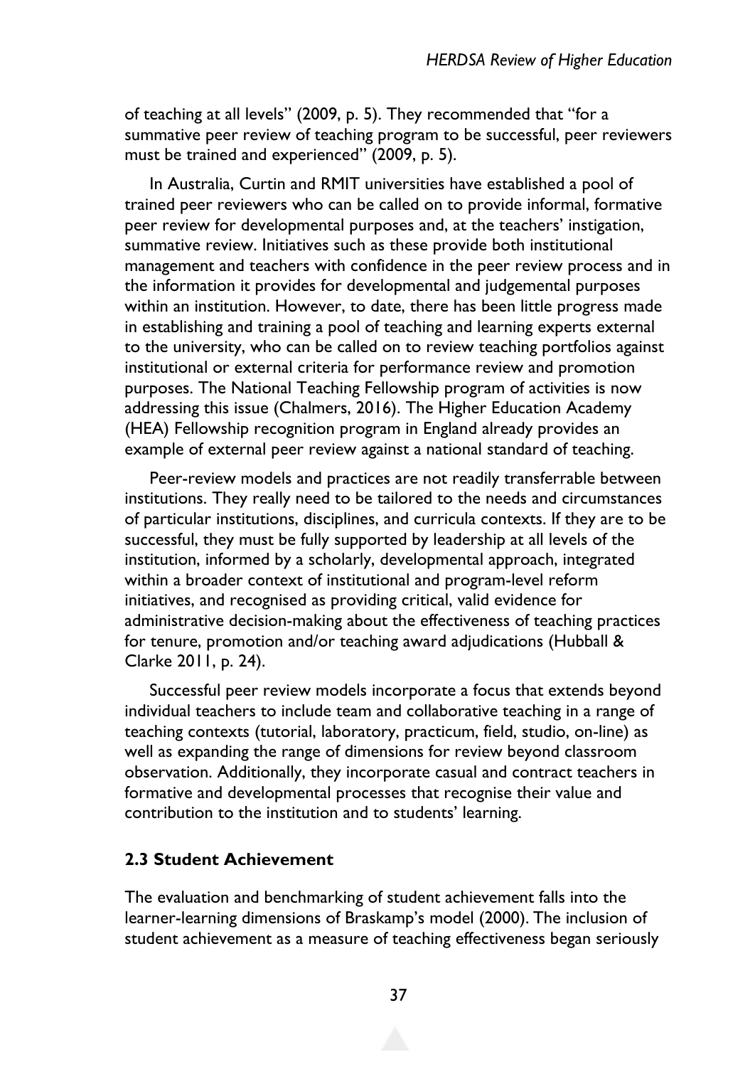of teaching at all levels" (2009, p. 5). They recommended that "for a summative peer review of teaching program to be successful, peer reviewers must be trained and experienced" (2009, p. 5).

In Australia, Curtin and RMIT universities have established a pool of trained peer reviewers who can be called on to provide informal, formative peer review for developmental purposes and, at the teachers' instigation, summative review. Initiatives such as these provide both institutional management and teachers with confidence in the peer review process and in the information it provides for developmental and judgemental purposes within an institution. However, to date, there has been little progress made in establishing and training a pool of teaching and learning experts external to the university, who can be called on to review teaching portfolios against institutional or external criteria for performance review and promotion purposes. The National Teaching Fellowship program of activities is now addressing this issue (Chalmers, 2016). The Higher Education Academy (HEA) Fellowship recognition program in England already provides an example of external peer review against a national standard of teaching.

Peer-review models and practices are not readily transferrable between institutions. They really need to be tailored to the needs and circumstances of particular institutions, disciplines, and curricula contexts. If they are to be successful, they must be fully supported by leadership at all levels of the institution, informed by a scholarly, developmental approach, integrated within a broader context of institutional and program-level reform initiatives, and recognised as providing critical, valid evidence for administrative decision-making about the effectiveness of teaching practices for tenure, promotion and/or teaching award adjudications (Hubball & Clarke 2011, p. 24).

Successful peer review models incorporate a focus that extends beyond individual teachers to include team and collaborative teaching in a range of teaching contexts (tutorial, laboratory, practicum, field, studio, on-line) as well as expanding the range of dimensions for review beyond classroom observation. Additionally, they incorporate casual and contract teachers in formative and developmental processes that recognise their value and contribution to the institution and to students' learning.

### 2.3 Student Achievement

The evaluation and benchmarking of student achievement falls into the learner-learning dimensions of Braskamp's model (2000). The inclusion of student achievement as a measure of teaching effectiveness began seriously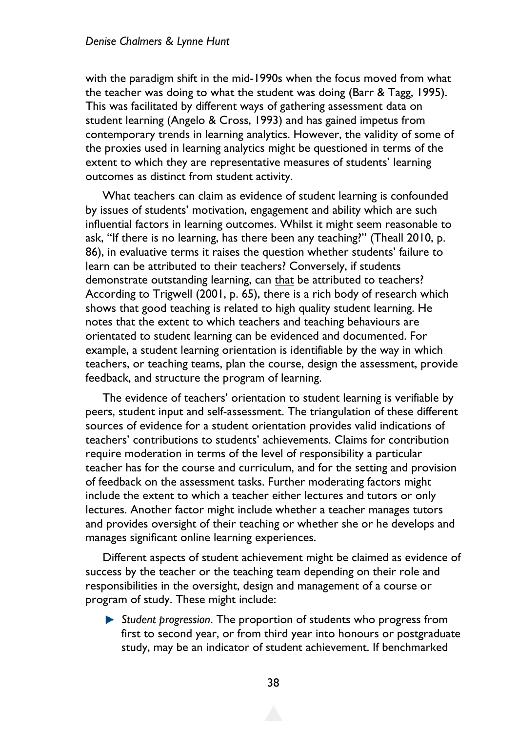with the paradigm shift in the mid-1990s when the focus moved from what the teacher was doing to what the student was doing (Barr & Tagg, 1995). This was facilitated by different ways of gathering assessment data on student learning (Angelo & Cross, 1993) and has gained impetus from contemporary trends in learning analytics. However, the validity of some of the proxies used in learning analytics might be questioned in terms of the extent to which they are representative measures of students' learning outcomes as distinct from student activity.

What teachers can claim as evidence of student learning is confounded by issues of students' motivation, engagement and ability which are such influential factors in learning outcomes. Whilst it might seem reasonable to ask, "If there is no learning, has there been any teaching?" (Theall 2010, p. 86), in evaluative terms it raises the question whether students' failure to learn can be attributed to their teachers? Conversely, if students demonstrate outstanding learning, can <u>that</u> be attributed to teachers? According to Trigwell (2001, p. 65), there is a rich body of research which shows that good teaching is related to high quality student learning. He notes that the extent to which teachers and teaching behaviours are orientated to student learning can be evidenced and documented. For example, a student learning orientation is identifiable by the way in which teachers, or teaching teams, plan the course, design the assessment, provide feedback, and structure the program of learning.

The evidence of teachers' orientation to student learning is verifiable by peers, student input and self-assessment. The triangulation of these different sources of evidence for a student orientation provides valid indications of teachers' contributions to students' achievements. Claims for contribution require moderation in terms of the level of responsibility a particular teacher has for the course and curriculum, and for the setting and provision of feedback on the assessment tasks. Further moderating factors might include the extent to which a teacher either lectures and tutors or only lectures. Another factor might include whether a teacher manages tutors and provides oversight of their teaching or whether she or he develops and manages significant online learning experiences.

Different aspects of student achievement might be claimed as evidence of success by the teacher or the teaching team depending on their role and responsibilities in the oversight, design and management of a course or program of study. These might include:

- *Student progression*. The proportion of students who progress from first to second year, or from third year into honours or postgraduate study, may be an indicator of student achievement. If benchmarked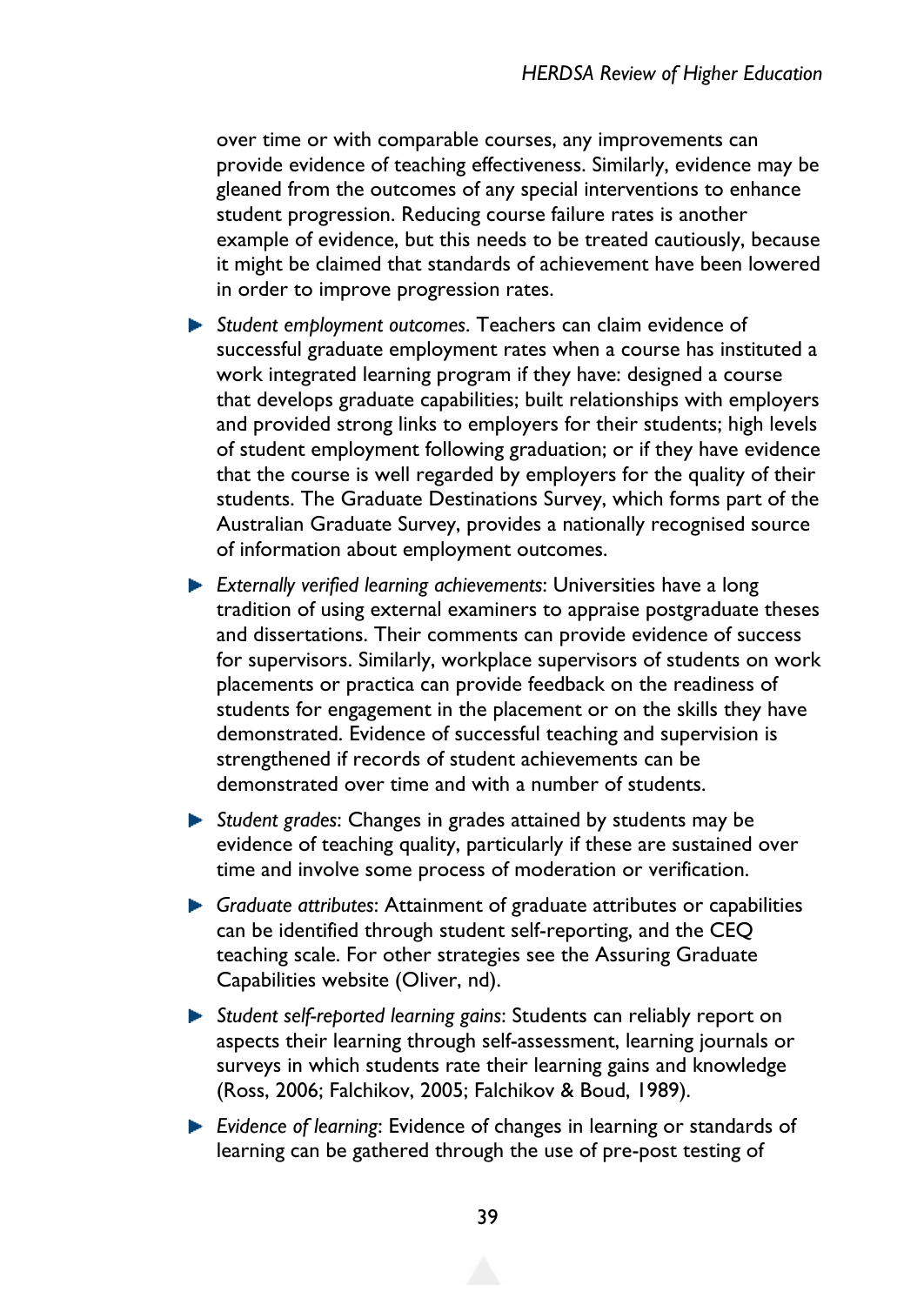over time or with comparable courses, any improvements can provide evidence of teaching effectiveness. Similarly, evidence may be gleaned from the outcomes of any special interventions to enhance student progression. Reducing course failure rates is another example of evidence, but this needs to be treated cautiously, because it might be claimed that standards of achievement have been lowered in order to improve progression rates.

- *Student employment outcomes*. Teachers can claim evidence of successful graduate employment rates when a course has instituted a work integrated learning program if they have: designed a course that develops graduate capabilities; built relationships with employers and provided strong links to employers for their students; high levels of student employment following graduation; or if they have evidence that the course is well regarded by employers for the quality of their students. The Graduate Destinations Survey, which forms part of the Australian Graduate Survey, provides a nationally recognised source of information about employment outcomes.
- *Externally verified learning achievements*: Universities have a long tradition of using external examiners to appraise postgraduate theses and dissertations. Their comments can provide evidence of success for supervisors. Similarly, workplace supervisors of students on work placements or practica can provide feedback on the readiness of students for engagement in the placement or on the skills they have demonstrated. Evidence of successful teaching and supervision is strengthened if records of student achievements can be demonstrated over time and with a number of students.
- *Student grades*: Changes in grades attained by students may be evidence of teaching quality, particularly if these are sustained over time and involve some process of moderation or verification.
- *Graduate attributes*: Attainment of graduate attributes or capabilities can be identified through student self-reporting, and the CEQ teaching scale. For other strategies see the Assuring Graduate Capabilities website (Oliver, nd).
- *Student self-reported learning gains*: Students can reliably report on aspects their learning through self-assessment, learning journals or surveys in which students rate their learning gains and knowledge (Ross, 2006; Falchikov, 2005; Falchikov & Boud, 1989).
- *Evidence of learning*: Evidence of changes in learning or standards of learning can be gathered through the use of pre-post testing of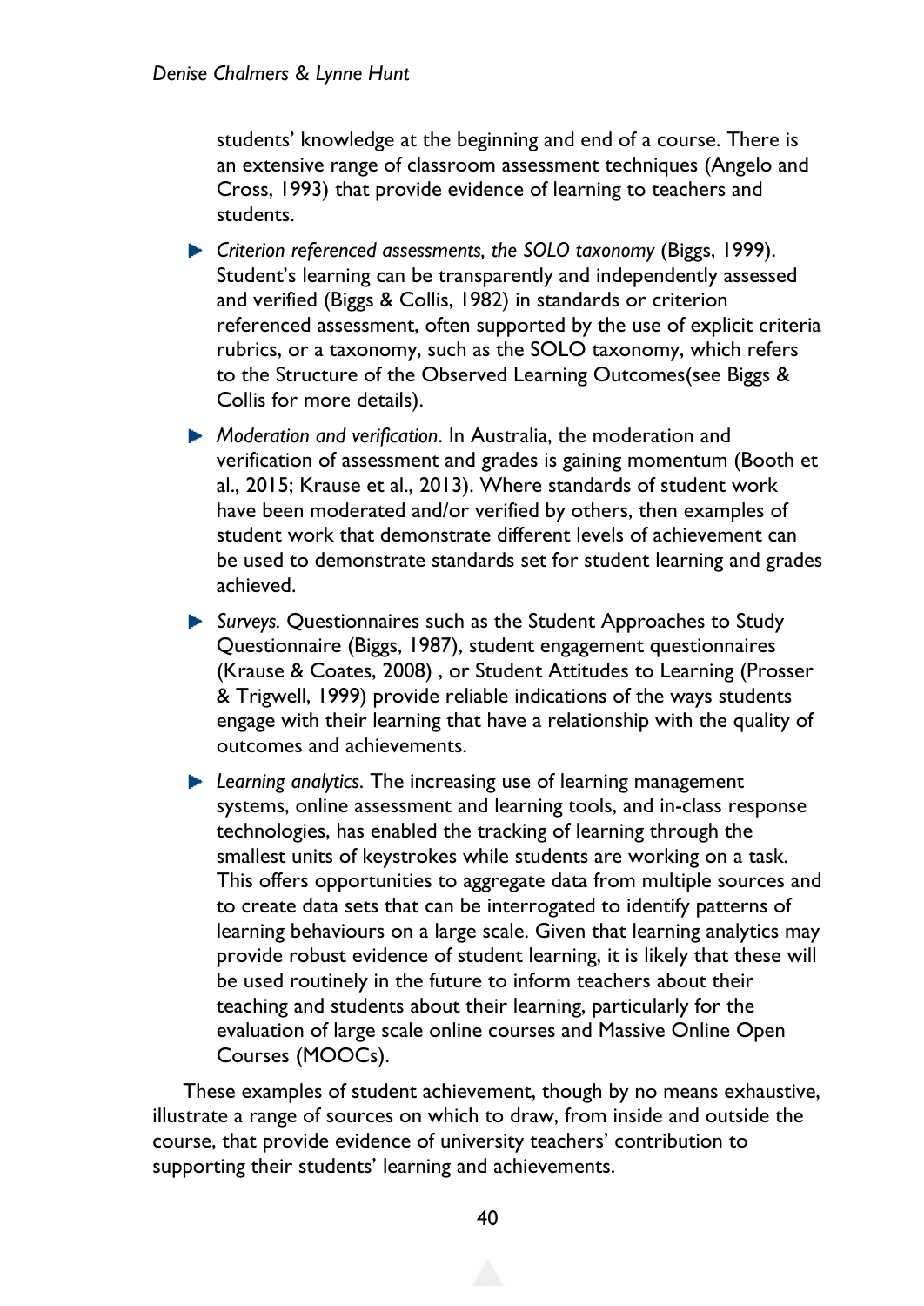students' knowledge at the beginning and end of a course. There is an extensive range of classroom assessment techniques (Angelo and Cross, 1993) that provide evidence of learning to teachers and students.

- *Criterion referenced assessments, the SOLO taxonomy* (Biggs, 1999). Student's learning can be transparently and independently assessed and verified (Biggs & Collis, 1982) in standards or criterion referenced assessment, often supported by the use of explicit criteria rubrics, or a taxonomy, such as the SOLO taxonomy, which refers to the Structure of the Observed Learning Outcomes(see Biggs & Collis for more details).
- *Moderation and verification*. In Australia, the moderation and verification of assessment and grades is gaining momentum (Booth et al., 2015; Krause et al., 2013). Where standards of student work have been moderated and/or verified by others, then examples of student work that demonstrate different levels of achievement can be used to demonstrate standards set for student learning and grades achieved.
- *Surveys.* Questionnaires such as the Student Approaches to Study Questionnaire (Biggs, 1987), student engagement questionnaires (Krause & Coates, 2008) , or Student Attitudes to Learning (Prosser & Trigwell, 1999) provide reliable indications of the ways students engage with their learning that have a relationship with the quality of outcomes and achievements.
- *Learning analytics*. The increasing use of learning management systems, online assessment and learning tools, and in-class response technologies, has enabled the tracking of learning through the smallest units of keystrokes while students are working on a task. This offers opportunities to aggregate data from multiple sources and to create data sets that can be interrogated to identify patterns of learning behaviours on a large scale. Given that learning analytics may provide robust evidence of student learning, it is likely that these will be used routinely in the future to inform teachers about their teaching and students about their learning, particularly for the evaluation of large scale online courses and Massive Online Open Courses (MOOCs).

These examples of student achievement, though by no means exhaustive, illustrate a range of sources on which to draw, from inside and outside the course, that provide evidence of university teachers' contribution to supporting their students' learning and achievements.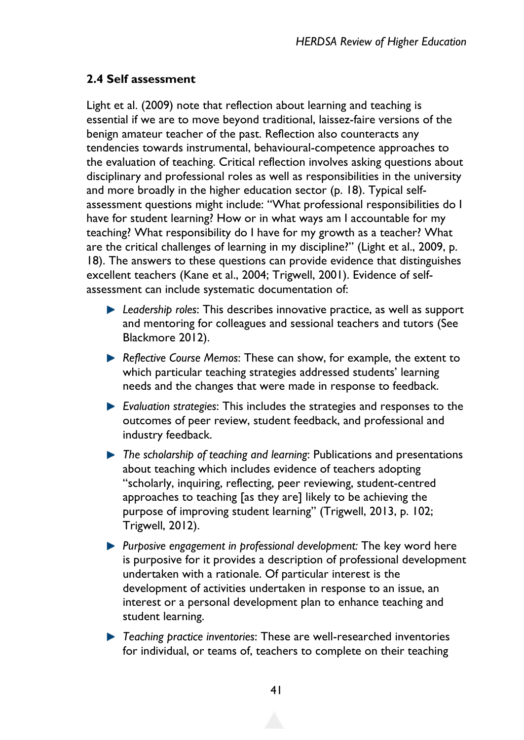### 2.4 Self assessment

Light et al. (2009) note that reflection about learning and teaching is essential if we are to move beyond traditional, laissez-faire versions of the benign amateur teacher of the past. Reflection also counteracts any tendencies towards instrumental, behavioural-competence approaches to the evaluation of teaching. Critical reflection involves asking questions about disciplinary and professional roles as well as responsibilities in the university and more broadly in the higher education sector (p. 18). Typical self-assessment questions might include: "What professional responsibilities do I have for student learning? How or in what ways am I accountable for my teaching? What responsibility do I have for my growth as a teacher? What are the critical challenges of learning in my discipline?" (Light et al., 2009, p. 18). The answers to these questions can provide evidence that distinguishes excellent teachers (Kane et al., 2004; Trigwell, 2001). Evidence of self-assessment can include systematic documentation of:

- *Leadership roles*: This describes innovative practice, as well as support and mentoring for colleagues and sessional teachers and tutors (See Blackmore 2012).
- *Reflective Course Memos*: These can show, for example, the extent to which particular teaching strategies addressed students' learning needs and the changes that were made in response to feedback.
- *Evaluation strategies*: This includes the strategies and responses to the outcomes of peer review, student feedback, and professional and industry feedback.
- *The scholarship of teaching and learning*: Publications and presentations about teaching which includes evidence of teachers adopting "scholarly, inquiring, reflecting, peer reviewing, student-centred approaches to teaching [as they are] likely to be achieving the purpose of improving student learning" (Trigwell, 2013, p. 102; Trigwell, 2012).
- *Purposive engagement in professional development:* The key word here is purposive for it provides a description of professional development undertaken with a rationale. Of particular interest is the development of activities undertaken in response to an issue, an interest or a personal development plan to enhance teaching and student learning.
- *Teaching practice inventories*: These are well-researched inventories for individual, or teams of, teachers to complete on their teaching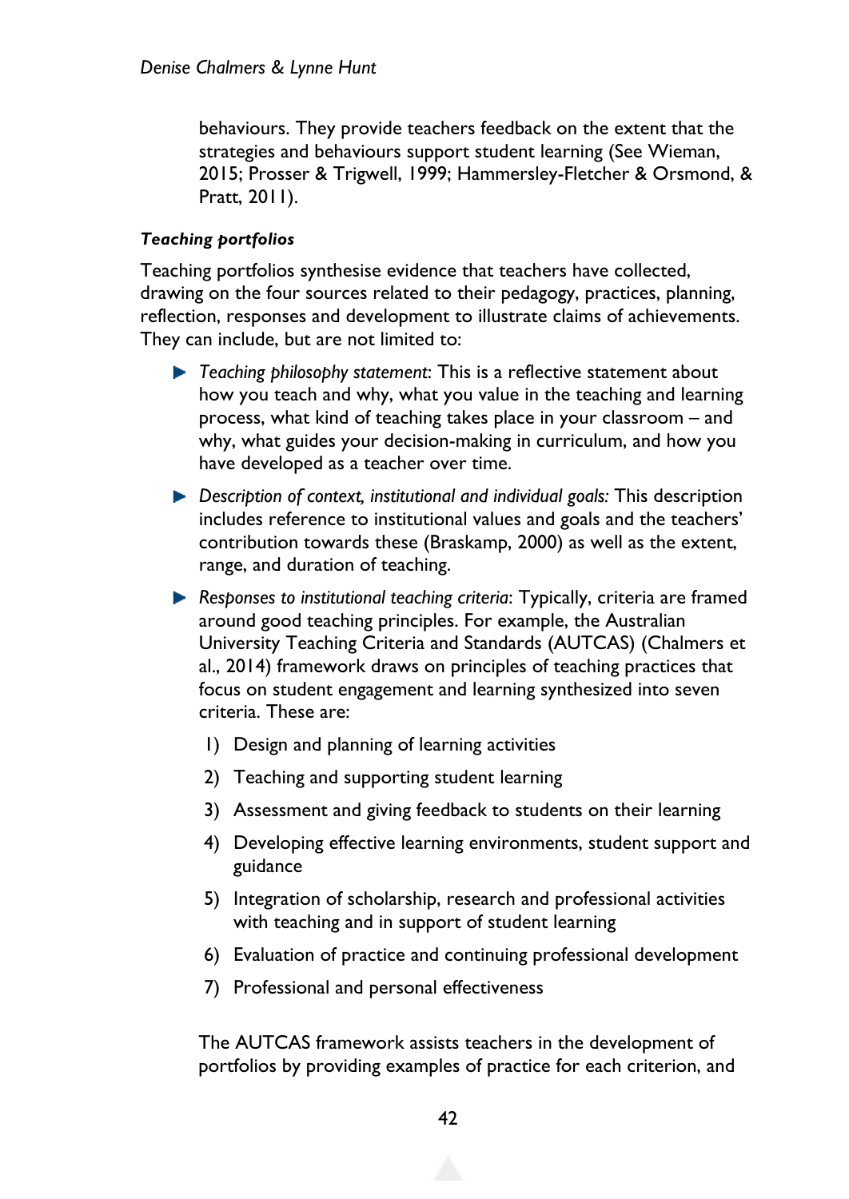behaviours. They provide teachers feedback on the extent that the strategies and behaviours support student learning (See Wieman, 2015; Prosser & Trigwell, 1999; Hammersley-Fletcher & Orsmond, & Pratt, 2011).

***Teaching portfolios***

Teaching portfolios synthesise evidence that teachers have collected, drawing on the four sources related to their pedagogy, practices, planning, reflection, responses and development to illustrate claims of achievements. They can include, but are not limited to:

- *Teaching philosophy statement*: This is a reflective statement about how you teach and why, what you value in the teaching and learning process, what kind of teaching takes place in your classroom – and why, what guides your decision-making in curriculum, and how you have developed as a teacher over time.
- *Description of context, institutional and individual goals:* This description includes reference to institutional values and goals and the teachers' contribution towards these (Braskamp, 2000) as well as the extent, range, and duration of teaching.
- *Responses to institutional teaching criteria*: Typically, criteria are framed around good teaching principles. For example, the Australian University Teaching Criteria and Standards (AUTCAS) (Chalmers et al., 2014) framework draws on principles of teaching practices that focus on student engagement and learning synthesized into seven criteria. These are:
  1) Design and planning of learning activities
  2) Teaching and supporting student learning
  3) Assessment and giving feedback to students on their learning
  4) Developing effective learning environments, student support and guidance
  5) Integration of scholarship, research and professional activities with teaching and in support of student learning
  6) Evaluation of practice and continuing professional development
  7) Professional and personal effectiveness

  The AUTCAS framework assists teachers in the development of portfolios by providing examples of practice for each criterion, and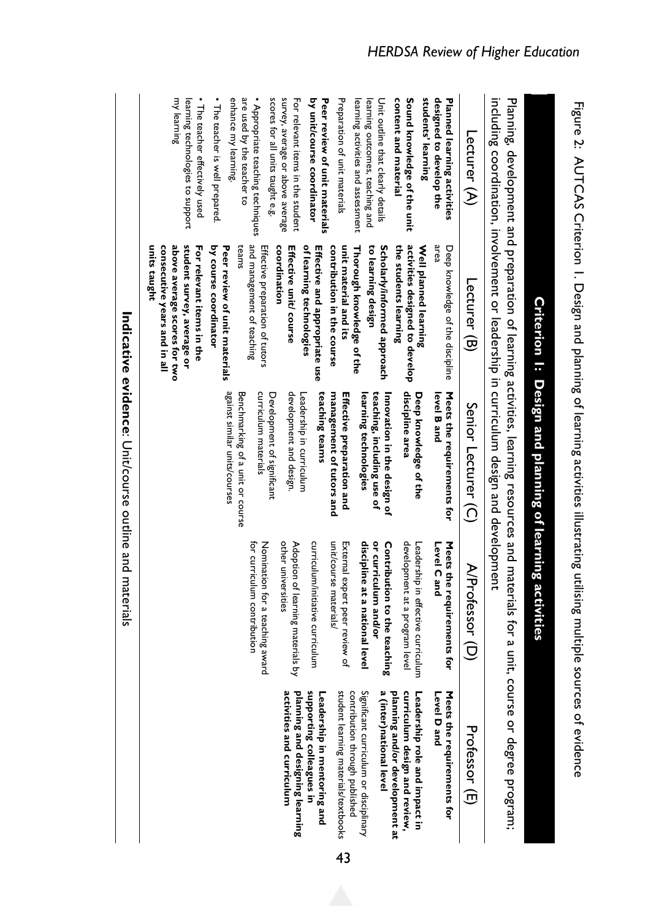Figure 2: AUTCAS Criterion 1. Design and planning of learning activities illustrating utilising multiple sources of evidence

## Criterion 1: Design and planning of learning activities

Planning, development and preparation of learning activities, learning resources and materials for a unit, course or degree program; including coordination, involvement or leadership in curriculum design and development

| Lecturer (A) | Lecturer (B) | Senior Lecturer (C) | A/Professor (D) | Professor (E) |
|---|---|---|---|---|
| **Planned learning activities designed to develop the students' learning**<br>**Sound knowledge of the unit content and material**<br>Unit outline that clearly details learning outcomes, teaching and learning activities and assessment<br>Preparation of unit materials<br>**Peer review of unit materials by unit/course coordinator**<br>For relevant items in the student survey, average or above average scores for all units taught e.g.<br>• Appropriate teaching techniques are used by the teacher to enhance my learning.<br>• The teacher is well prepared.<br>• The teacher effectively used learning technologies to support my learning | Deep knowledge of the discipline area<br>**Well planned learning activities designed to develop the students learning**<br>**Scholarly/informed approach to learning design**<br>**Thorough knowledge of the unit material and its contribution in the course**<br>**Effective and appropriate use of learning technologies**<br>**Effective unit/ course coordination**<br>Effective preparation of tutors and management of teaching teams<br>**Peer review of unit materials by course coordinator**<br>**For relevant items in the student survey, average or above average scores for two consecutive years and in all units taught** | **Meets the requirements for level B and**<br>**Deep knowledge of the discipline area**<br>**Innovation in the design of teaching, including use of learning technologies**<br>**Effective preparation and management of tutors and teaching teams**<br>Leadership in curriculum development and design.<br>Development of significant curriculum materials<br>Benchmarking of a unit or course against similar units/courses | **Meets the requirements for Level C and**<br>Leadership in effective curriculum development at a program level<br>**Contribution to the teaching or curriculum and/or discipline at a national level**<br>External expert peer review of unit/course materials/ curriculum/initiative curriculum<br>Adoption of learning materials by other universities<br>Nomination for a teaching award for curriculum contribution | **Meets the requirements for Level D and**<br>**Leadership role and impact in curriculum design and review, planning and/or development at a (inter)national level**<br>Significant curriculum or disciplinary contribution through published student learning materials/textbooks<br>**Leadership in mentoring and supporting colleagues in planning and designing learning activities and curriculum** |

**Indicative evidence**: Unit/course outline and materials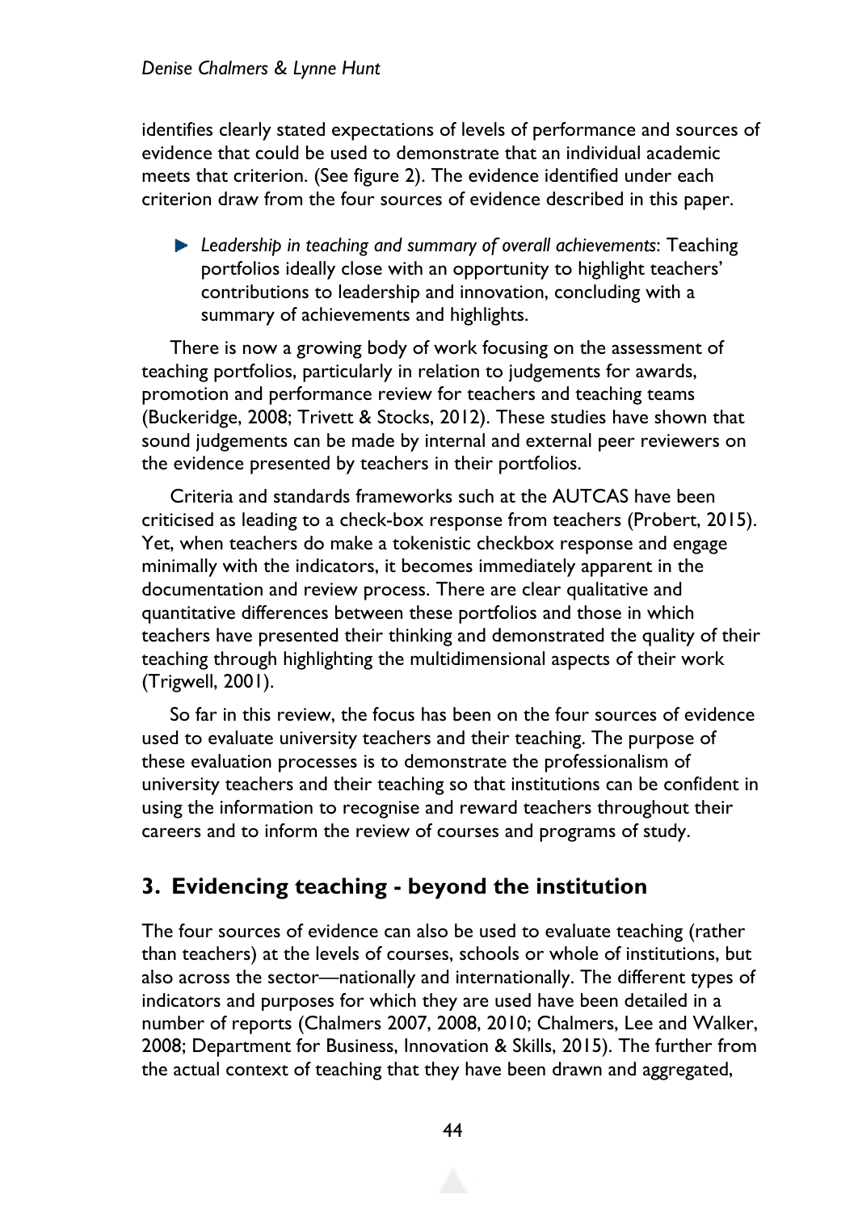identifies clearly stated expectations of levels of performance and sources of evidence that could be used to demonstrate that an individual academic meets that criterion. (See figure 2). The evidence identified under each criterion draw from the four sources of evidence described in this paper.

- *Leadership in teaching and summary of overall achievements*: Teaching portfolios ideally close with an opportunity to highlight teachers' contributions to leadership and innovation, concluding with a summary of achievements and highlights.

There is now a growing body of work focusing on the assessment of teaching portfolios, particularly in relation to judgements for awards, promotion and performance review for teachers and teaching teams (Buckeridge, 2008; Trivett & Stocks, 2012). These studies have shown that sound judgements can be made by internal and external peer reviewers on the evidence presented by teachers in their portfolios.

Criteria and standards frameworks such at the AUTCAS have been criticised as leading to a check-box response from teachers (Probert, 2015). Yet, when teachers do make a tokenistic checkbox response and engage minimally with the indicators, it becomes immediately apparent in the documentation and review process. There are clear qualitative and quantitative differences between these portfolios and those in which teachers have presented their thinking and demonstrated the quality of their teaching through highlighting the multidimensional aspects of their work (Trigwell, 2001).

So far in this review, the focus has been on the four sources of evidence used to evaluate university teachers and their teaching. The purpose of these evaluation processes is to demonstrate the professionalism of university teachers and their teaching so that institutions can be confident in using the information to recognise and reward teachers throughout their careers and to inform the review of courses and programs of study.

## 3. Evidencing teaching - beyond the institution

The four sources of evidence can also be used to evaluate teaching (rather than teachers) at the levels of courses, schools or whole of institutions, but also across the sector—nationally and internationally. The different types of indicators and purposes for which they are used have been detailed in a number of reports (Chalmers 2007, 2008, 2010; Chalmers, Lee and Walker, 2008; Department for Business, Innovation & Skills, 2015). The further from the actual context of teaching that they have been drawn and aggregated,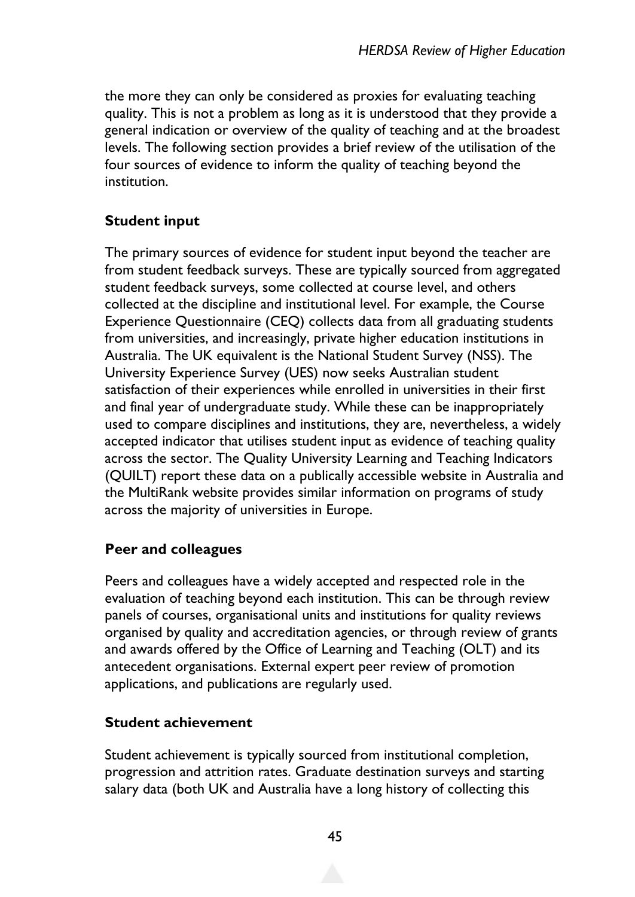the more they can only be considered as proxies for evaluating teaching quality. This is not a problem as long as it is understood that they provide a general indication or overview of the quality of teaching and at the broadest levels. The following section provides a brief review of the utilisation of the four sources of evidence to inform the quality of teaching beyond the institution.

**Student input**

The primary sources of evidence for student input beyond the teacher are from student feedback surveys. These are typically sourced from aggregated student feedback surveys, some collected at course level, and others collected at the discipline and institutional level. For example, the Course Experience Questionnaire (CEQ) collects data from all graduating students from universities, and increasingly, private higher education institutions in Australia. The UK equivalent is the National Student Survey (NSS). The University Experience Survey (UES) now seeks Australian student satisfaction of their experiences while enrolled in universities in their first and final year of undergraduate study. While these can be inappropriately used to compare disciplines and institutions, they are, nevertheless, a widely accepted indicator that utilises student input as evidence of teaching quality across the sector. The Quality University Learning and Teaching Indicators (QUILT) report these data on a publically accessible website in Australia and the MultiRank website provides similar information on programs of study across the majority of universities in Europe.

**Peer and colleagues**

Peers and colleagues have a widely accepted and respected role in the evaluation of teaching beyond each institution. This can be through review panels of courses, organisational units and institutions for quality reviews organised by quality and accreditation agencies, or through review of grants and awards offered by the Office of Learning and Teaching (OLT) and its antecedent organisations. External expert peer review of promotion applications, and publications are regularly used.

**Student achievement**

Student achievement is typically sourced from institutional completion, progression and attrition rates. Graduate destination surveys and starting salary data (both UK and Australia have a long history of collecting this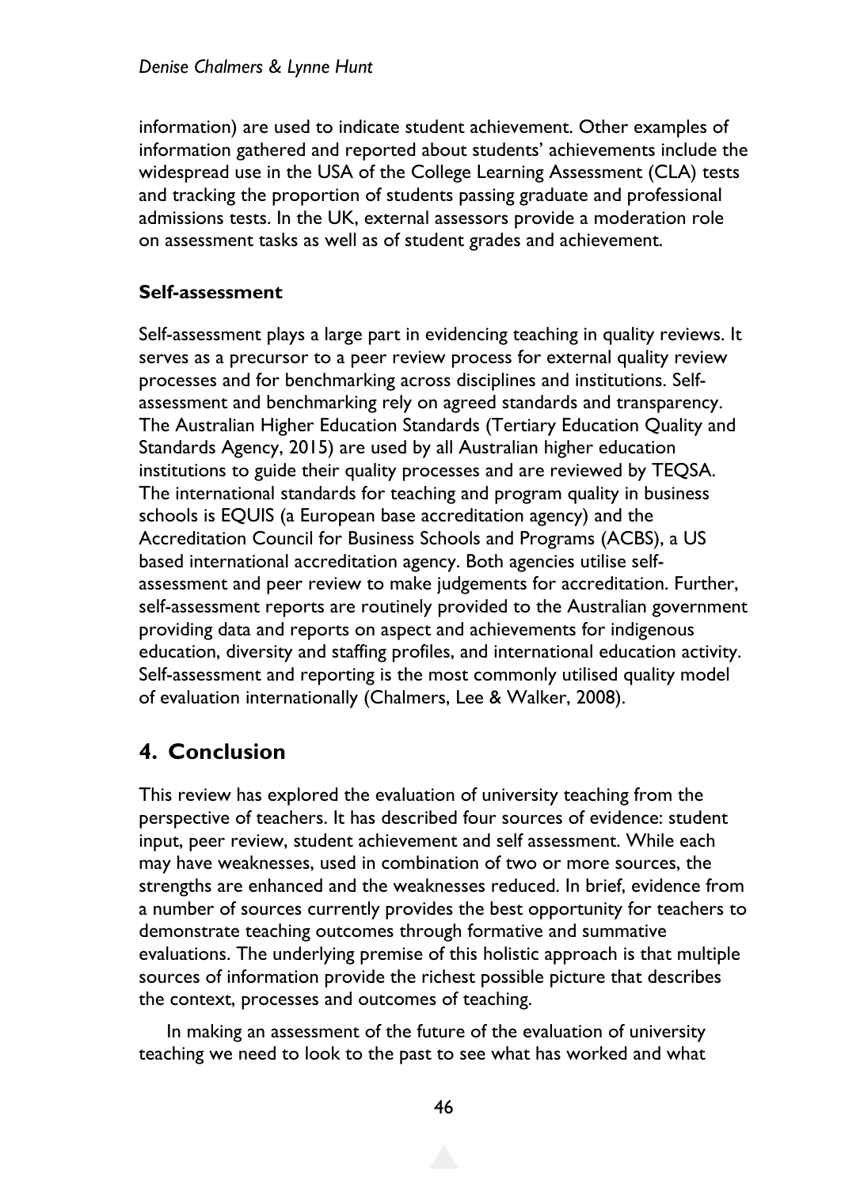information) are used to indicate student achievement. Other examples of information gathered and reported about students' achievements include the widespread use in the USA of the College Learning Assessment (CLA) tests and tracking the proportion of students passing graduate and professional admissions tests. In the UK, external assessors provide a moderation role on assessment tasks as well as of student grades and achievement.

### Self-assessment

Self-assessment plays a large part in evidencing teaching in quality reviews. It serves as a precursor to a peer review process for external quality review processes and for benchmarking across disciplines and institutions. Self-assessment and benchmarking rely on agreed standards and transparency. The Australian Higher Education Standards (Tertiary Education Quality and Standards Agency, 2015) are used by all Australian higher education institutions to guide their quality processes and are reviewed by TEQSA. The international standards for teaching and program quality in business schools is EQUIS (a European base accreditation agency) and the Accreditation Council for Business Schools and Programs (ACBS), a US based international accreditation agency. Both agencies utilise self-assessment and peer review to make judgements for accreditation. Further, self-assessment reports are routinely provided to the Australian government providing data and reports on aspect and achievements for indigenous education, diversity and staffing profiles, and international education activity. Self-assessment and reporting is the most commonly utilised quality model of evaluation internationally (Chalmers, Lee & Walker, 2008).

## 4. Conclusion

This review has explored the evaluation of university teaching from the perspective of teachers. It has described four sources of evidence: student input, peer review, student achievement and self assessment. While each may have weaknesses, used in combination of two or more sources, the strengths are enhanced and the weaknesses reduced. In brief, evidence from a number of sources currently provides the best opportunity for teachers to demonstrate teaching outcomes through formative and summative evaluations. The underlying premise of this holistic approach is that multiple sources of information provide the richest possible picture that describes the context, processes and outcomes of teaching.

In making an assessment of the future of the evaluation of university teaching we need to look to the past to see what has worked and what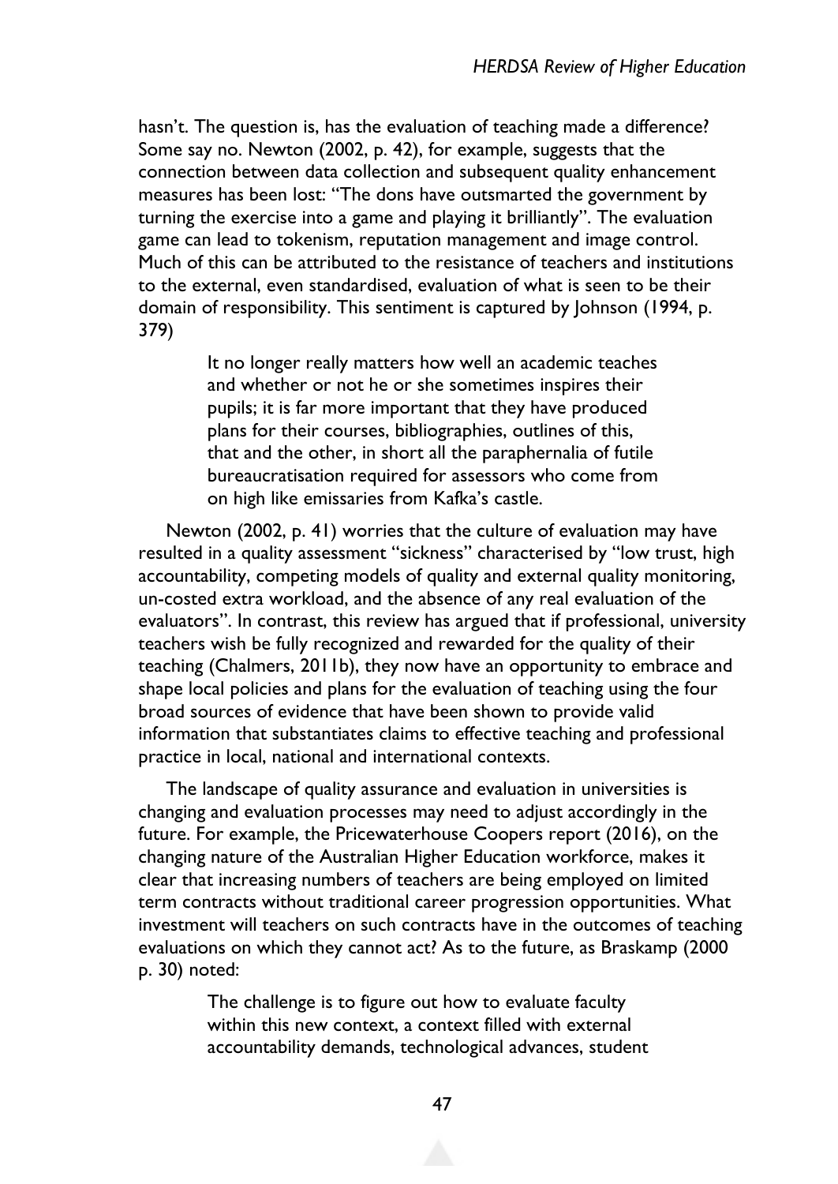hasn't. The question is, has the evaluation of teaching made a difference? Some say no. Newton (2002, p. 42), for example, suggests that the connection between data collection and subsequent quality enhancement measures has been lost: "The dons have outsmarted the government by turning the exercise into a game and playing it brilliantly". The evaluation game can lead to tokenism, reputation management and image control. Much of this can be attributed to the resistance of teachers and institutions to the external, even standardised, evaluation of what is seen to be their domain of responsibility. This sentiment is captured by Johnson (1994, p. 379)

> It no longer really matters how well an academic teaches and whether or not he or she sometimes inspires their pupils; it is far more important that they have produced plans for their courses, bibliographies, outlines of this, that and the other, in short all the paraphernalia of futile bureaucratisation required for assessors who come from on high like emissaries from Kafka's castle.

Newton (2002, p. 41) worries that the culture of evaluation may have resulted in a quality assessment "sickness" characterised by "low trust, high accountability, competing models of quality and external quality monitoring, un-costed extra workload, and the absence of any real evaluation of the evaluators". In contrast, this review has argued that if professional, university teachers wish be fully recognized and rewarded for the quality of their teaching (Chalmers, 2011b), they now have an opportunity to embrace and shape local policies and plans for the evaluation of teaching using the four broad sources of evidence that have been shown to provide valid information that substantiates claims to effective teaching and professional practice in local, national and international contexts.

The landscape of quality assurance and evaluation in universities is changing and evaluation processes may need to adjust accordingly in the future. For example, the Pricewaterhouse Coopers report (2016), on the changing nature of the Australian Higher Education workforce, makes it clear that increasing numbers of teachers are being employed on limited term contracts without traditional career progression opportunities. What investment will teachers on such contracts have in the outcomes of teaching evaluations on which they cannot act? As to the future, as Braskamp (2000 p. 30) noted:

> The challenge is to figure out how to evaluate faculty within this new context, a context filled with external accountability demands, technological advances, student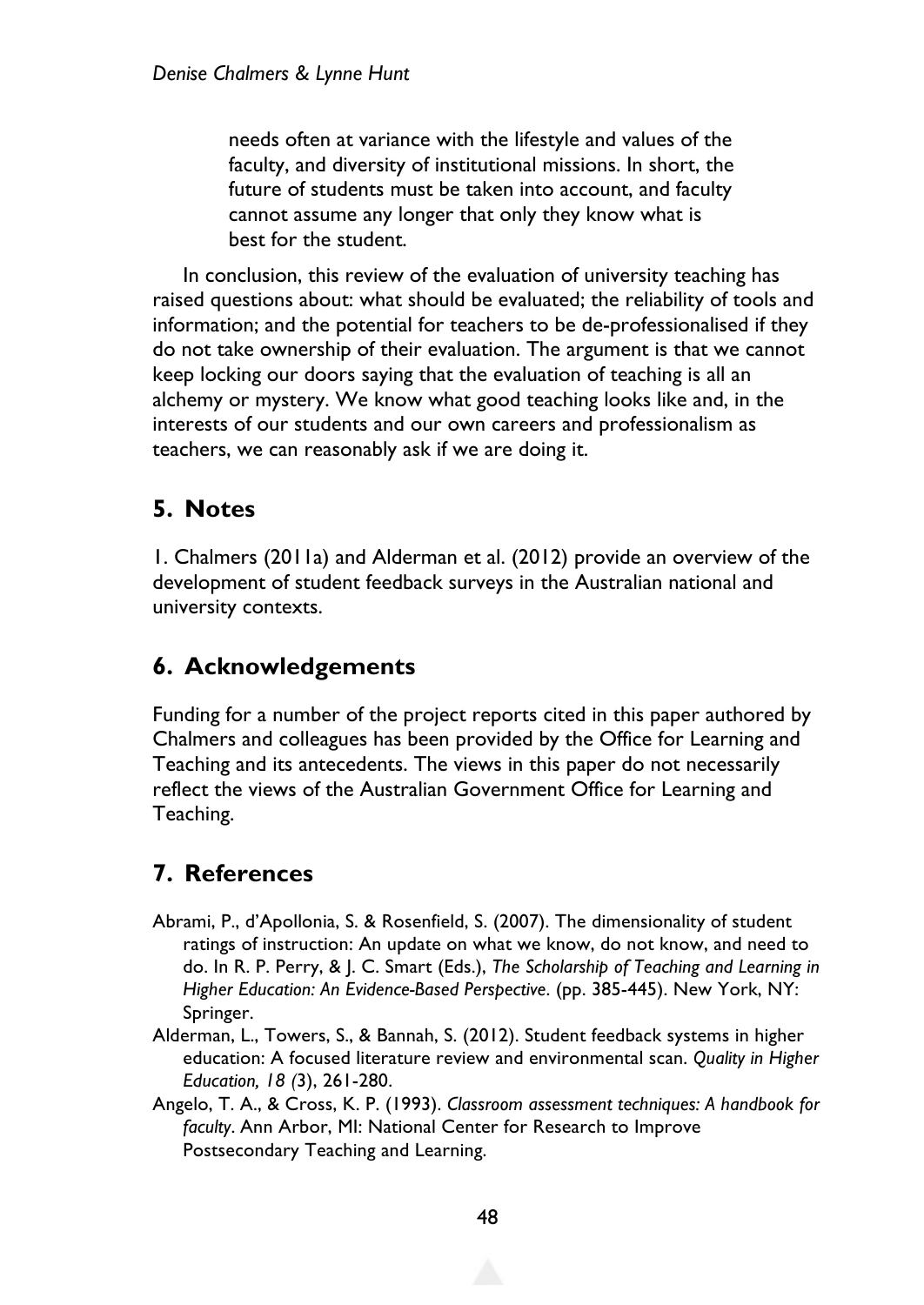> needs often at variance with the lifestyle and values of the faculty, and diversity of institutional missions. In short, the future of students must be taken into account, and faculty cannot assume any longer that only they know what is best for the student.

In conclusion, this review of the evaluation of university teaching has raised questions about: what should be evaluated; the reliability of tools and information; and the potential for teachers to be de-professionalised if they do not take ownership of their evaluation. The argument is that we cannot keep locking our doors saying that the evaluation of teaching is all an alchemy or mystery. We know what good teaching looks like and, in the interests of our students and our own careers and professionalism as teachers, we can reasonably ask if we are doing it.

## 5. Notes

1. Chalmers (2011a) and Alderman et al. (2012) provide an overview of the development of student feedback surveys in the Australian national and university contexts.

## 6. Acknowledgements

Funding for a number of the project reports cited in this paper authored by Chalmers and colleagues has been provided by the Office for Learning and Teaching and its antecedents. The views in this paper do not necessarily reflect the views of the Australian Government Office for Learning and Teaching.

## 7. References

Abrami, P., d'Apollonia, S. & Rosenfield, S. (2007). The dimensionality of student ratings of instruction: An update on what we know, do not know, and need to do. In R. P. Perry, & J. C. Smart (Eds.), *The Scholarship of Teaching and Learning in Higher Education: An Evidence-Based Perspective*. (pp. 385-445). New York, NY: Springer.

Alderman, L., Towers, S., & Bannah, S. (2012). Student feedback systems in higher education: A focused literature review and environmental scan. *Quality in Higher Education, 18 (*3), 261-280.

Angelo, T. A., & Cross, K. P. (1993). *Classroom assessment techniques: A handbook for faculty*. Ann Arbor, MI: National Center for Research to Improve Postsecondary Teaching and Learning.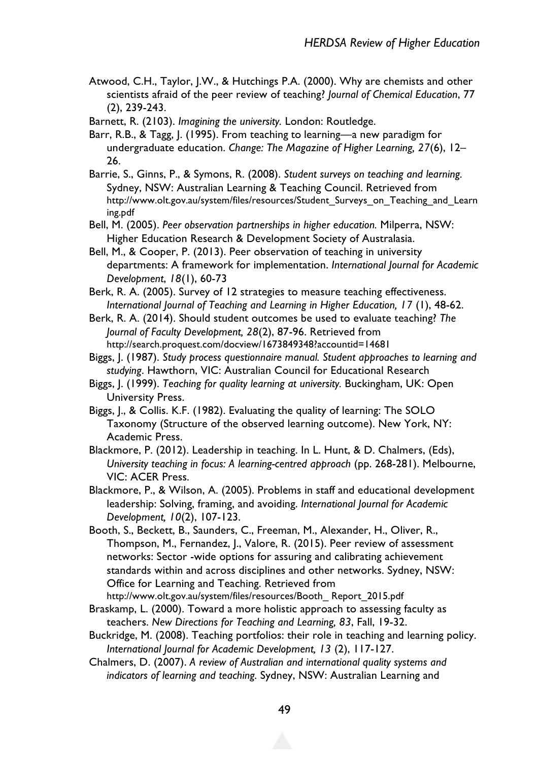Atwood, C.H., Taylor, J.W., & Hutchings P.A. (2000). Why are chemists and other scientists afraid of the peer review of teaching? *Journal of Chemical Education*, 77 (2), 239-243.

Barnett, R. (2103). *Imagining the university.* London: Routledge.

Barr, R.B., & Tagg, J. (1995). From teaching to learning—a new paradigm for undergraduate education. *Change: The Magazine of Higher Learning, 27*(6), 12–26.

Barrie, S., Ginns, P., & Symons, R. (2008). *Student surveys on teaching and learning.* Sydney, NSW: Australian Learning & Teaching Council. Retrieved from http://www.olt.gov.au/system/files/resources/Student_Surveys_on_Teaching_and_Learning.pdf

Bell, M. (2005). *Peer observation partnerships in higher education.* Milperra, NSW: Higher Education Research & Development Society of Australasia.

Bell, M., & Cooper, P. (2013). Peer observation of teaching in university departments: A framework for implementation. *International Journal for Academic Development, 18*(1), 60-73

Berk, R. A. (2005). Survey of 12 strategies to measure teaching effectiveness. *International Journal of Teaching and Learning in Higher Education, 17* (1), 48-62.

Berk, R. A. (2014). Should student outcomes be used to evaluate teaching? *The Journal of Faculty Development, 28*(2), 87-96. Retrieved from http://search.proquest.com/docview/1673849348?accountid=14681

Biggs, J. (1987). *Study process questionnaire manual. Student approaches to learning and studying*. Hawthorn, VIC: Australian Council for Educational Research

Biggs, J. (1999). *Teaching for quality learning at university.* Buckingham, UK: Open University Press.

Biggs, J., & Collis. K.F. (1982). Evaluating the quality of learning: The SOLO Taxonomy (Structure of the observed learning outcome). New York, NY: Academic Press.

Blackmore, P. (2012). Leadership in teaching. In L. Hunt, & D. Chalmers, (Eds), *University teaching in focus: A learning-centred approach* (pp. 268-281). Melbourne, VIC: ACER Press.

Blackmore, P., & Wilson, A. (2005). Problems in staff and educational development leadership: Solving, framing, and avoiding. *International Journal for Academic Development, 10*(2), 107-123.

Booth, S., Beckett, B., Saunders, C., Freeman, M., Alexander, H., Oliver, R., Thompson, M., Fernandez, J., Valore, R. (2015). Peer review of assessment networks: Sector -wide options for assuring and calibrating achievement standards within and across disciplines and other networks. Sydney, NSW: Office for Learning and Teaching. Retrieved from http://www.olt.gov.au/system/files/resources/Booth_ Report_2015.pdf

Braskamp, L. (2000). Toward a more holistic approach to assessing faculty as teachers. *New Directions for Teaching and Learning, 83*, Fall, 19-32.

Buckridge, M. (2008). Teaching portfolios: their role in teaching and learning policy. *International Journal for Academic Development, 13* (2), 117-127.

Chalmers, D. (2007). *A review of Australian and international quality systems and indicators of learning and teaching.* Sydney, NSW: Australian Learning and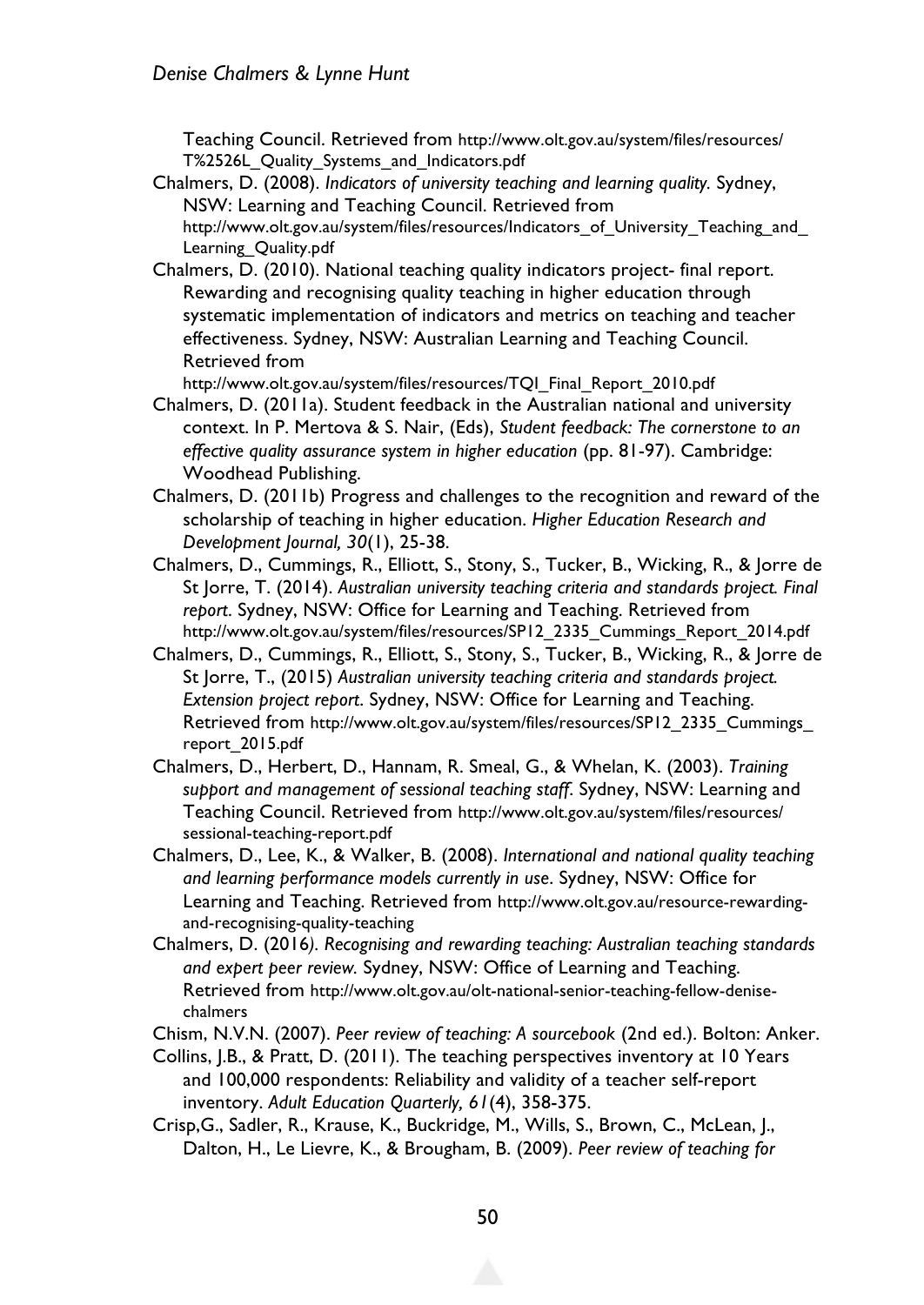Teaching Council. Retrieved from http://www.olt.gov.au/system/files/resources/T%2526L_Quality_Systems_and_Indicators.pdf

Chalmers, D. (2008). *Indicators of university teaching and learning quality.* Sydney, NSW: Learning and Teaching Council. Retrieved from http://www.olt.gov.au/system/files/resources/Indicators_of_University_Teaching_and_Learning_Quality.pdf

Chalmers, D. (2010). National teaching quality indicators project- final report. Rewarding and recognising quality teaching in higher education through systematic implementation of indicators and metrics on teaching and teacher effectiveness. Sydney, NSW: Australian Learning and Teaching Council. Retrieved from http://www.olt.gov.au/system/files/resources/TQI_Final_Report_2010.pdf

Chalmers, D. (2011a). Student feedback in the Australian national and university context. In P. Mertova & S. Nair, (Eds), *Student feedback: The cornerstone to an effective quality assurance system in higher education* (pp. 81-97). Cambridge: Woodhead Publishing.

Chalmers, D. (2011b) Progress and challenges to the recognition and reward of the scholarship of teaching in higher education. *Higher Education Research and Development Journal, 30*(1), 25-38.

Chalmers, D., Cummings, R., Elliott, S., Stony, S., Tucker, B., Wicking, R., & Jorre de St Jorre, T. (2014). *Australian university teaching criteria and standards project. Final report.* Sydney, NSW: Office for Learning and Teaching. Retrieved from http://www.olt.gov.au/system/files/resources/SP12_2335_Cummings_Report_2014.pdf

Chalmers, D., Cummings, R., Elliott, S., Stony, S., Tucker, B., Wicking, R., & Jorre de St Jorre, T., (2015) *Australian university teaching criteria and standards project. Extension project report*. Sydney, NSW: Office for Learning and Teaching. Retrieved from http://www.olt.gov.au/system/files/resources/SP12_2335_Cummings_report_2015.pdf

Chalmers, D., Herbert, D., Hannam, R. Smeal, G., & Whelan, K. (2003). *Training support and management of sessional teaching staff*. Sydney, NSW: Learning and Teaching Council. Retrieved from http://www.olt.gov.au/system/files/resources/sessional-teaching-report.pdf

Chalmers, D., Lee, K., & Walker, B. (2008). *International and national quality teaching and learning performance models currently in use*. Sydney, NSW: Office for Learning and Teaching. Retrieved from http://www.olt.gov.au/resource-rewarding-and-recognising-quality-teaching

Chalmers, D. (2016*). Recognising and rewarding teaching: Australian teaching standards and expert peer review.* Sydney, NSW: Office of Learning and Teaching. Retrieved from http://www.olt.gov.au/olt-national-senior-teaching-fellow-denise-chalmers

Chism, N.V.N. (2007). *Peer review of teaching: A sourcebook* (2nd ed.). Bolton: Anker.

Collins, J.B., & Pratt, D. (2011). The teaching perspectives inventory at 10 Years and 100,000 respondents: Reliability and validity of a teacher self-report inventory. *Adult Education Quarterly, 61*(4), 358-375.

Crisp,G., Sadler, R., Krause, K., Buckridge, M., Wills, S., Brown, C., McLean, J., Dalton, H., Le Lievre, K., & Brougham, B. (2009). *Peer review of teaching for*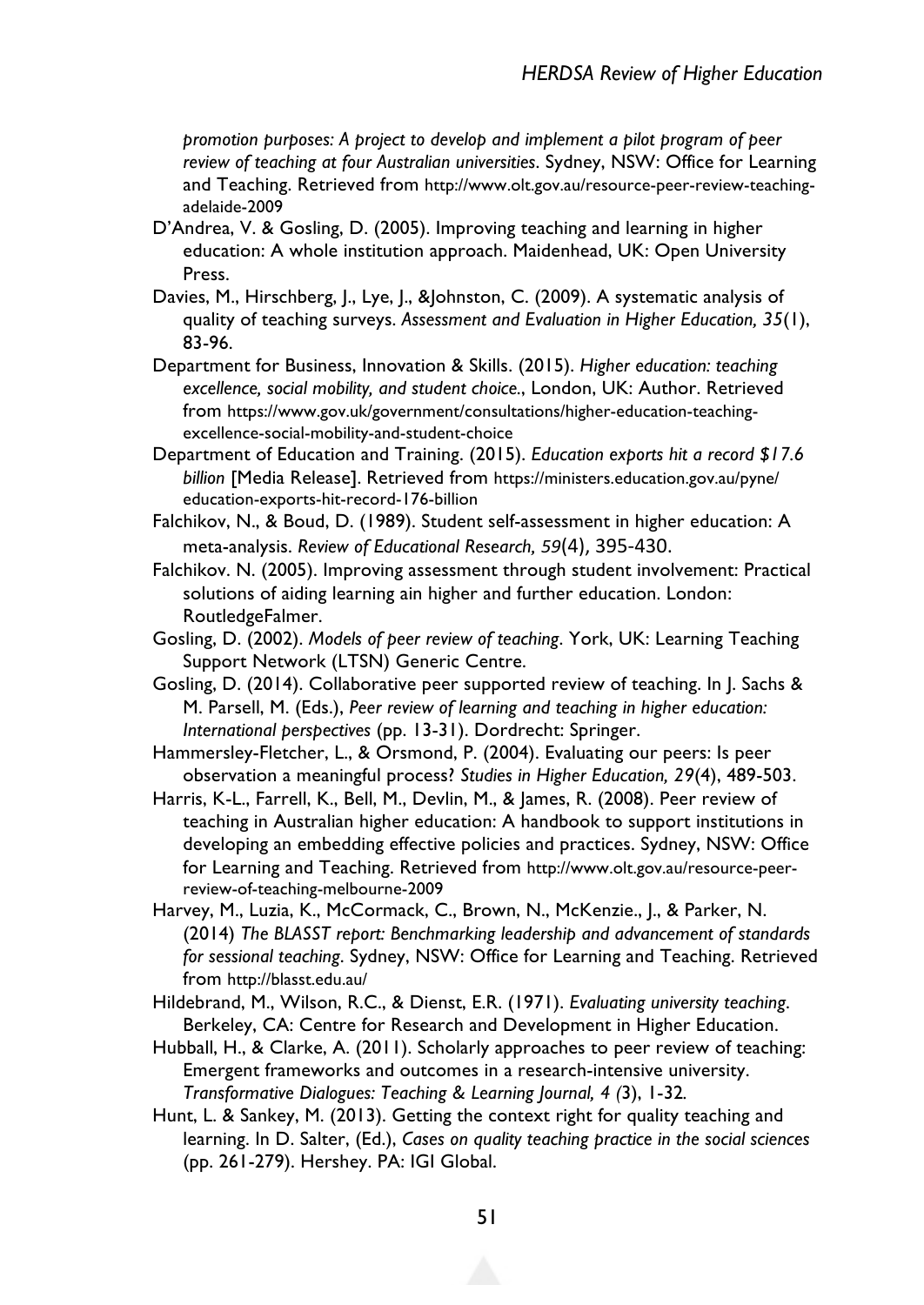*promotion purposes: A project to develop and implement a pilot program of peer review of teaching at four Australian universities*. Sydney, NSW: Office for Learning and Teaching. Retrieved from http://www.olt.gov.au/resource-peer-review-teaching-adelaide-2009

D'Andrea, V. & Gosling, D. (2005). Improving teaching and learning in higher education: A whole institution approach. Maidenhead, UK: Open University Press.

Davies, M., Hirschberg, J., Lye, J., &Johnston, C. (2009). A systematic analysis of quality of teaching surveys. *Assessment and Evaluation in Higher Education, 35*(1), 83-96.

Department for Business, Innovation & Skills. (2015). *Higher education: teaching excellence, social mobility, and student choice*., London, UK: Author. Retrieved from https://www.gov.uk/government/consultations/higher-education-teaching-excellence-social-mobility-and-student-choice

Department of Education and Training. (2015). *Education exports hit a record $17.6 billion* [Media Release]. Retrieved from https://ministers.education.gov.au/pyne/education-exports-hit-record-176-billion

Falchikov, N., & Boud, D. (1989). Student self-assessment in higher education: A meta-analysis. *Review of Educational Research, 59*(4), 395-430.

Falchikov. N. (2005). Improving assessment through student involvement: Practical solutions of aiding learning ain higher and further education. London: RoutledgeFalmer.

Gosling, D. (2002). *Models of peer review of teaching*. York, UK: Learning Teaching Support Network (LTSN) Generic Centre.

Gosling, D. (2014). Collaborative peer supported review of teaching. In J. Sachs & M. Parsell, M. (Eds.), *Peer review of learning and teaching in higher education: International perspectives* (pp. 13-31). Dordrecht: Springer.

Hammersley-Fletcher, L., & Orsmond, P. (2004). Evaluating our peers: Is peer observation a meaningful process? *Studies in Higher Education, 29*(4), 489-503.

Harris, K-L., Farrell, K., Bell, M., Devlin, M., & James, R. (2008). Peer review of teaching in Australian higher education: A handbook to support institutions in developing an embedding effective policies and practices. Sydney, NSW: Office for Learning and Teaching. Retrieved from http://www.olt.gov.au/resource-peer-review-of-teaching-melbourne-2009

Harvey, M., Luzia, K., McCormack, C., Brown, N., McKenzie., J., & Parker, N. (2014) *The BLASST report: Benchmarking leadership and advancement of standards for sessional teaching*. Sydney, NSW: Office for Learning and Teaching. Retrieved from http://blasst.edu.au/

Hildebrand, M., Wilson, R.C., & Dienst, E.R. (1971). *Evaluating university teaching*. Berkeley, CA: Centre for Research and Development in Higher Education.

Hubball, H., & Clarke, A. (2011). Scholarly approaches to peer review of teaching: Emergent frameworks and outcomes in a research-intensive university. *Transformative Dialogues: Teaching & Learning Journal, 4 (*3), 1-32.

Hunt, L. & Sankey, M. (2013). Getting the context right for quality teaching and learning. In D. Salter, (Ed.), *Cases on quality teaching practice in the social sciences* (pp. 261-279). Hershey. PA: IGI Global.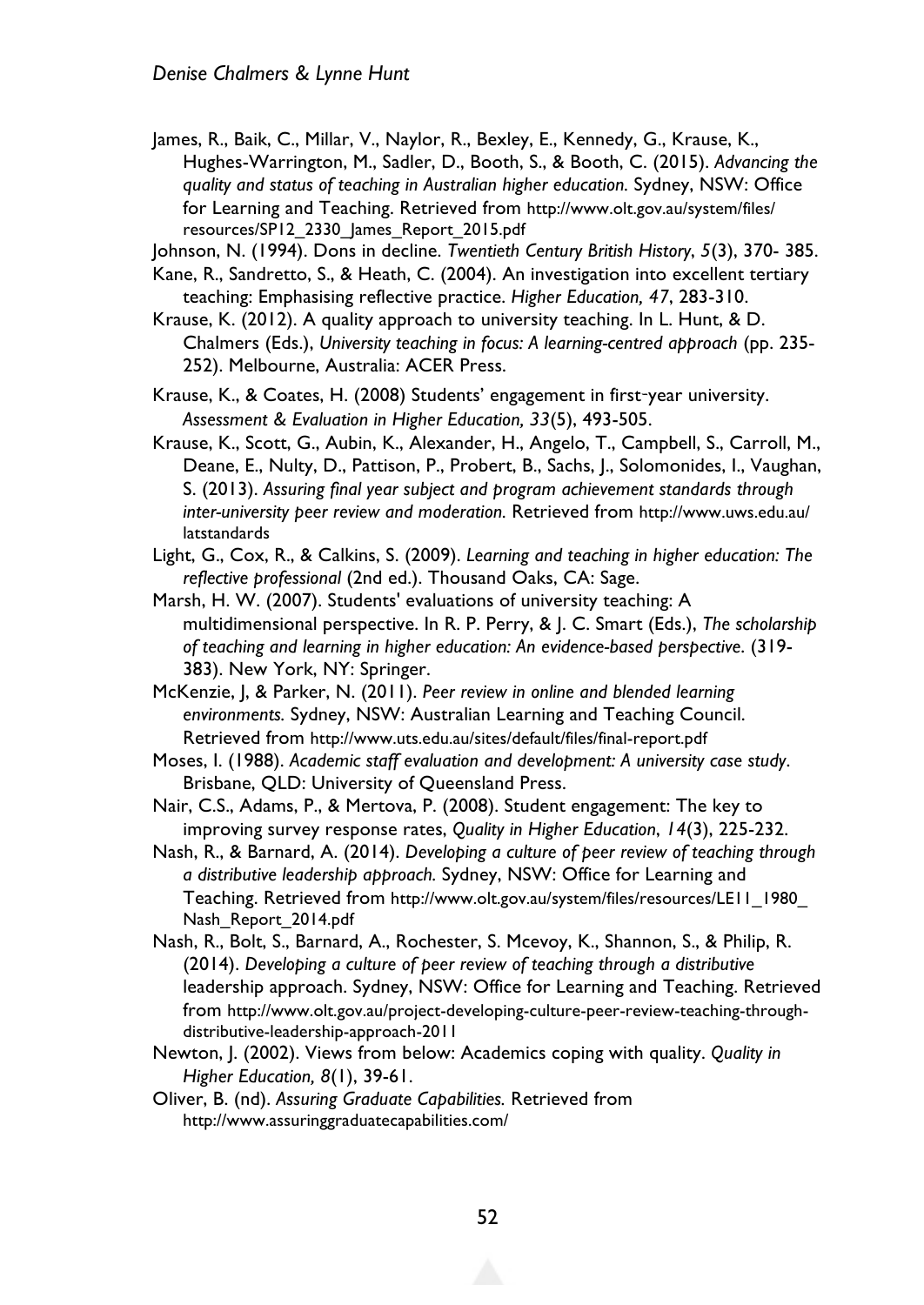James, R., Baik, C., Millar, V., Naylor, R., Bexley, E., Kennedy, G., Krause, K., Hughes-Warrington, M., Sadler, D., Booth, S., & Booth, C. (2015). *Advancing the quality and status of teaching in Australian higher education.* Sydney, NSW: Office for Learning and Teaching. Retrieved from http://www.olt.gov.au/system/files/resources/SP12_2330_James_Report_2015.pdf

Johnson, N. (1994). Dons in decline. *Twentieth Century British History*, *5*(3), 370- 385.

Kane, R., Sandretto, S., & Heath, C. (2004). An investigation into excellent tertiary teaching: Emphasising reflective practice. *Higher Education, 47*, 283-310.

Krause, K. (2012). A quality approach to university teaching. In L. Hunt, & D. Chalmers (Eds.), *University teaching in focus: A learning-centred approach* (pp. 235-252). Melbourne, Australia: ACER Press.

Krause, K., & Coates, H. (2008) Students' engagement in first-year university. *Assessment & Evaluation in Higher Education, 33*(5), 493-505.

Krause, K., Scott, G., Aubin, K., Alexander, H., Angelo, T., Campbell, S., Carroll, M., Deane, E., Nulty, D., Pattison, P., Probert, B., Sachs, J., Solomonides, I., Vaughan, S. (2013). *Assuring final year subject and program achievement standards through inter-university peer review and moderation.* Retrieved from http://www.uws.edu.au/latstandards

Light, G., Cox, R., & Calkins, S. (2009). *Learning and teaching in higher education: The reflective professional* (2nd ed.). Thousand Oaks, CA: Sage.

Marsh, H. W. (2007). Students' evaluations of university teaching: A multidimensional perspective. In R. P. Perry, & J. C. Smart (Eds.), *The scholarship of teaching and learning in higher education: An evidence-based perspective.* (319-383). New York, NY: Springer.

McKenzie, J, & Parker, N. (2011). *Peer review in online and blended learning environments.* Sydney, NSW: Australian Learning and Teaching Council. Retrieved from http://www.uts.edu.au/sites/default/files/final-report.pdf

Moses, I. (1988). *Academic staff evaluation and development: A university case study.* Brisbane, QLD: University of Queensland Press.

Nair, C.S., Adams, P., & Mertova, P. (2008). Student engagement: The key to improving survey response rates, *Quality in Higher Education*, *14*(3), 225-232.

Nash, R., & Barnard, A. (2014). *Developing a culture of peer review of teaching through a distributive leadership approach.* Sydney, NSW: Office for Learning and Teaching. Retrieved from http://www.olt.gov.au/system/files/resources/LE11_1980_Nash_Report_2014.pdf

Nash, R., Bolt, S., Barnard, A., Rochester, S. Mcevoy, K., Shannon, S., & Philip, R. (2014). *Developing a culture of peer review of teaching through a distributive* leadership approach. Sydney, NSW: Office for Learning and Teaching. Retrieved from http://www.olt.gov.au/project-developing-culture-peer-review-teaching-through-distributive-leadership-approach-2011

Newton, J. (2002). Views from below: Academics coping with quality. *Quality in Higher Education, 8*(1), 39-61.

Oliver, B. (nd). *Assuring Graduate Capabilities.* Retrieved from http://www.assuringgraduatecapabilities.com/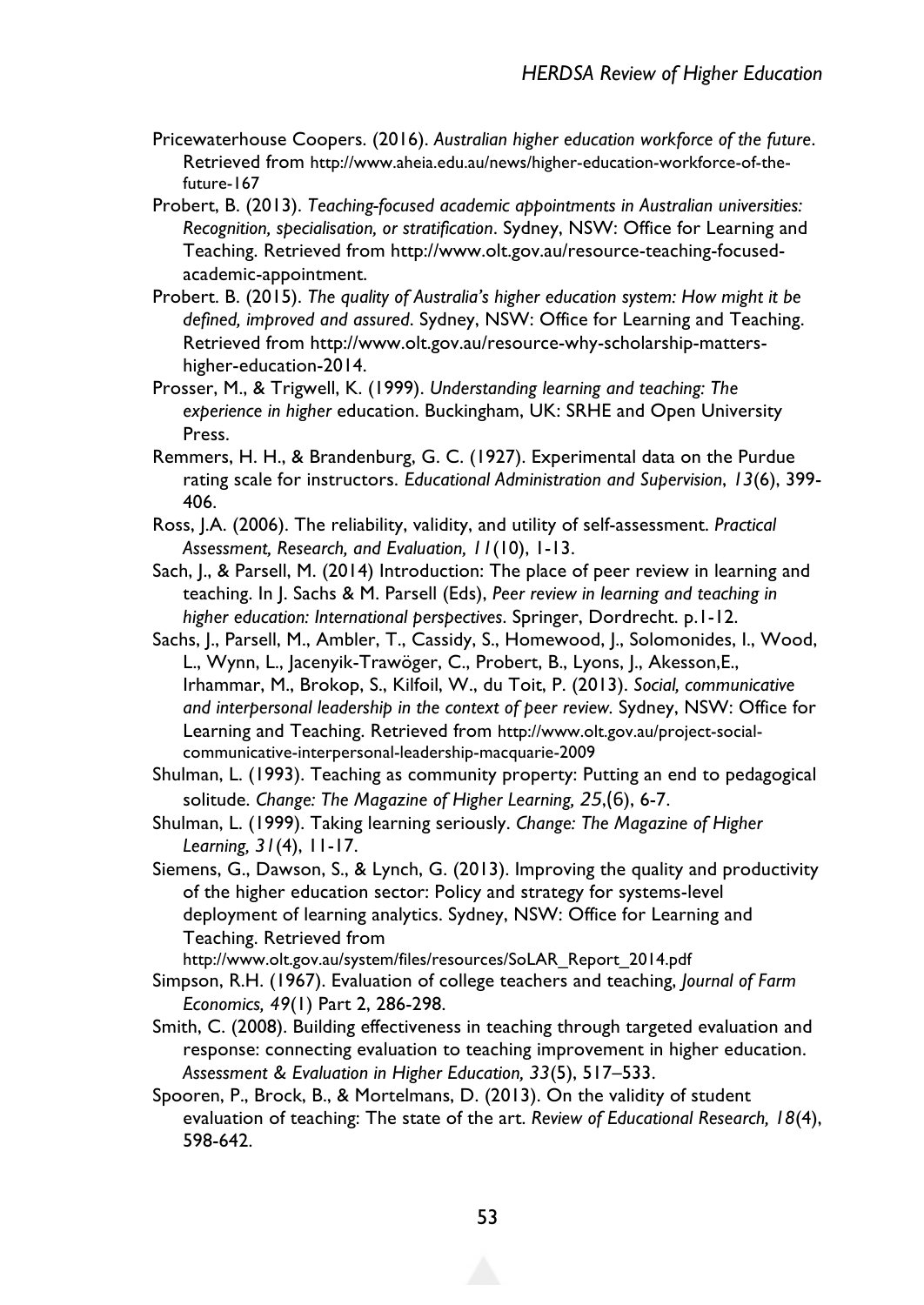Pricewaterhouse Coopers. (2016). *Australian higher education workforce of the future*. Retrieved from http://www.aheia.edu.au/news/higher-education-workforce-of-the-future-167

Probert, B. (2013). *Teaching-focused academic appointments in Australian universities: Recognition, specialisation, or stratification*. Sydney, NSW: Office for Learning and Teaching. Retrieved from http://www.olt.gov.au/resource-teaching-focused-academic-appointment.

Probert. B. (2015). *The quality of Australia's higher education system: How might it be defined, improved and assured*. Sydney, NSW: Office for Learning and Teaching. Retrieved from http://www.olt.gov.au/resource-why-scholarship-matters-higher-education-2014.

Prosser, M., & Trigwell, K. (1999). *Understanding learning and teaching: The experience in higher* education. Buckingham, UK: SRHE and Open University Press.

Remmers, H. H., & Brandenburg, G. C. (1927). Experimental data on the Purdue rating scale for instructors. *Educational Administration and Supervision*, *13*(6), 399-406.

Ross, J.A. (2006). The reliability, validity, and utility of self-assessment. *Practical Assessment, Research, and Evaluation, 11*(10), 1-13.

Sach, J., & Parsell, M. (2014) Introduction: The place of peer review in learning and teaching. In J. Sachs & M. Parsell (Eds), *Peer review in learning and teaching in higher education: International perspectives*. Springer, Dordrecht. p.1-12.

Sachs, J., Parsell, M., Ambler, T., Cassidy, S., Homewood, J., Solomonides, I., Wood, L., Wynn, L., Jacenyik-Trawöger, C., Probert, B., Lyons, J., Akesson,E., Irhammar, M., Brokop, S., Kilfoil, W., du Toit, P. (2013). *Social, communicative and interpersonal leadership in the context of peer review*. Sydney, NSW: Office for Learning and Teaching. Retrieved from http://www.olt.gov.au/project-social-communicative-interpersonal-leadership-macquarie-2009

Shulman, L. (1993). Teaching as community property: Putting an end to pedagogical solitude. *Change: The Magazine of Higher Learning, 25*,(6), 6-7.

Shulman, L. (1999). Taking learning seriously. *Change: The Magazine of Higher Learning, 31*(4), 11-17.

Siemens, G., Dawson, S., & Lynch, G. (2013). Improving the quality and productivity of the higher education sector: Policy and strategy for systems-level deployment of learning analytics. Sydney, NSW: Office for Learning and Teaching. Retrieved from http://www.olt.gov.au/system/files/resources/SoLAR_Report_2014.pdf

Simpson, R.H. (1967). Evaluation of college teachers and teaching, *Journal of Farm Economics, 49*(1) Part 2, 286-298.

Smith, C. (2008). Building effectiveness in teaching through targeted evaluation and response: connecting evaluation to teaching improvement in higher education. *Assessment & Evaluation in Higher Education, 33*(5), 517–533.

Spooren, P., Brock, B., & Mortelmans, D. (2013). On the validity of student evaluation of teaching: The state of the art. *Review of Educational Research, 18*(4), 598-642.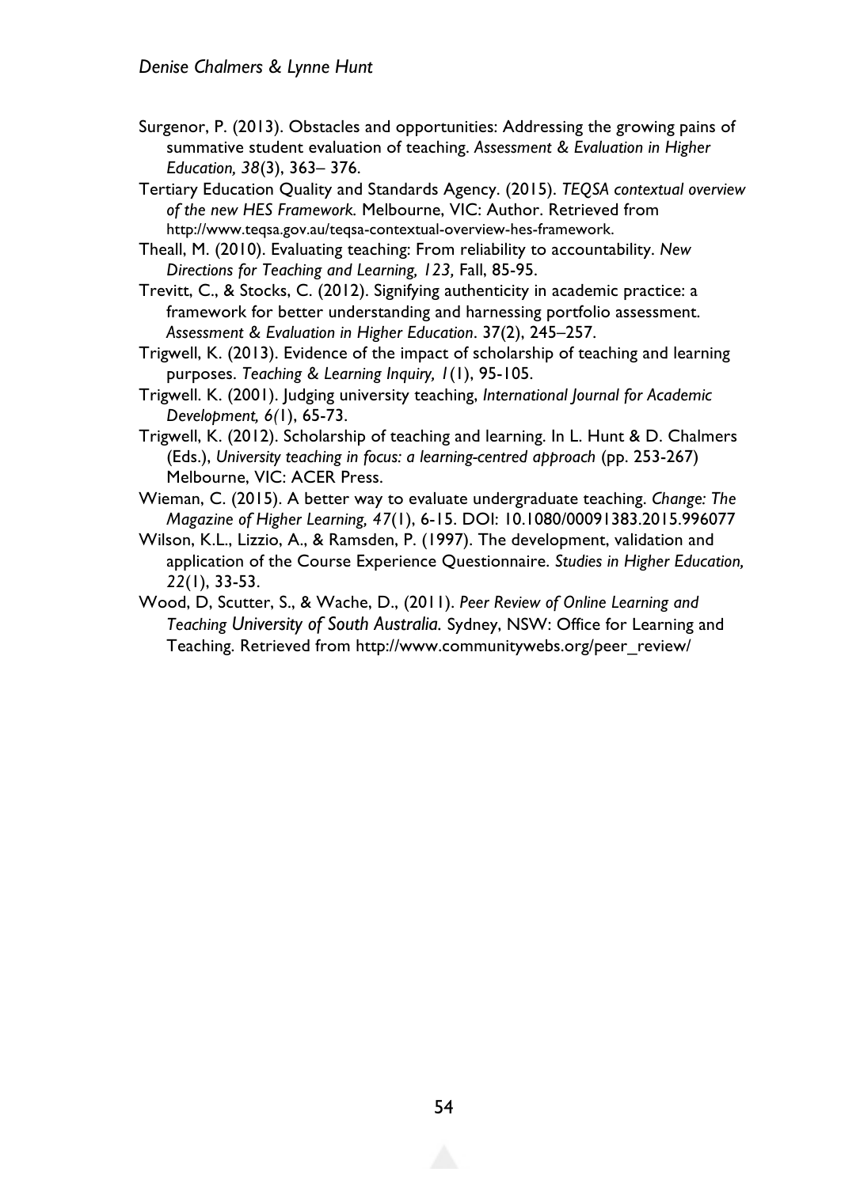Surgenor, P. (2013). Obstacles and opportunities: Addressing the growing pains of summative student evaluation of teaching. *Assessment & Evaluation in Higher Education, 38*(3), 363– 376.

Tertiary Education Quality and Standards Agency. (2015). *TEQSA contextual overview of the new HES Framework.* Melbourne, VIC: Author. Retrieved from http://www.teqsa.gov.au/teqsa-contextual-overview-hes-framework.

Theall, M. (2010). Evaluating teaching: From reliability to accountability. *New Directions for Teaching and Learning, 123,* Fall, 85-95.

Trevitt, C., & Stocks, C. (2012). Signifying authenticity in academic practice: a framework for better understanding and harnessing portfolio assessment. *Assessment & Evaluation in Higher Education*. 37(2), 245–257.

Trigwell, K. (2013). Evidence of the impact of scholarship of teaching and learning purposes. *Teaching & Learning Inquiry, 1*(1), 95-105.

Trigwell. K. (2001). Judging university teaching, *International Journal for Academic Development, 6(*1), 65-73.

Trigwell, K. (2012). Scholarship of teaching and learning. In L. Hunt & D. Chalmers (Eds.), *University teaching in focus: a learning-centred approach* (pp. 253-267) Melbourne, VIC: ACER Press.

Wieman, C. (2015). A better way to evaluate undergraduate teaching. *Change: The Magazine of Higher Learning, 47*(1), 6-15. DOI: 10.1080/00091383.2015.996077

Wilson, K.L., Lizzio, A., & Ramsden, P. (1997). The development, validation and application of the Course Experience Questionnaire. *Studies in Higher Education, 22*(1), 33-53.

Wood, D, Scutter, S., & Wache, D., (2011). *Peer Review of Online Learning and Teaching University of South Australia*. Sydney, NSW: Office for Learning and Teaching. Retrieved from http://www.communitywebs.org/peer_review/